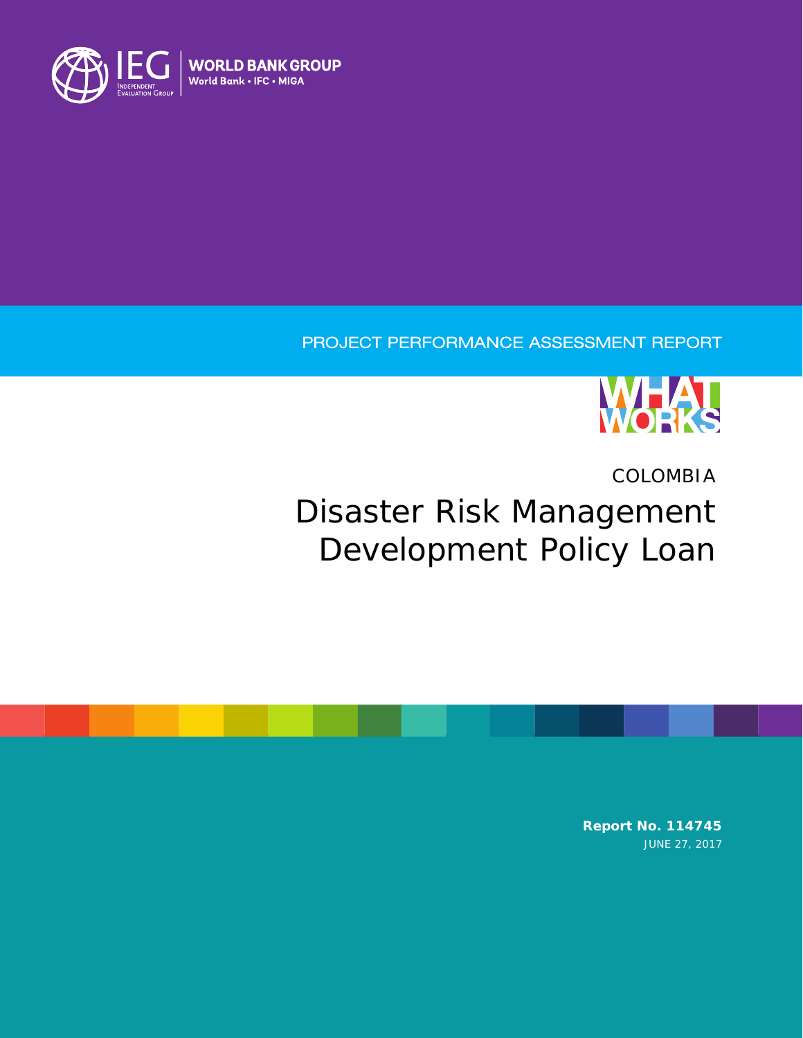IEG Independent Evaluation Group | WORLD BANK GROUP World Bank • IFC • MIGA

PROJECT PERFORMANCE ASSESSMENT REPORT

WHAT WORKS

COLOMBIA

# Disaster Risk Management Development Policy Loan

**Report No. 114745**

JUNE 27, 2017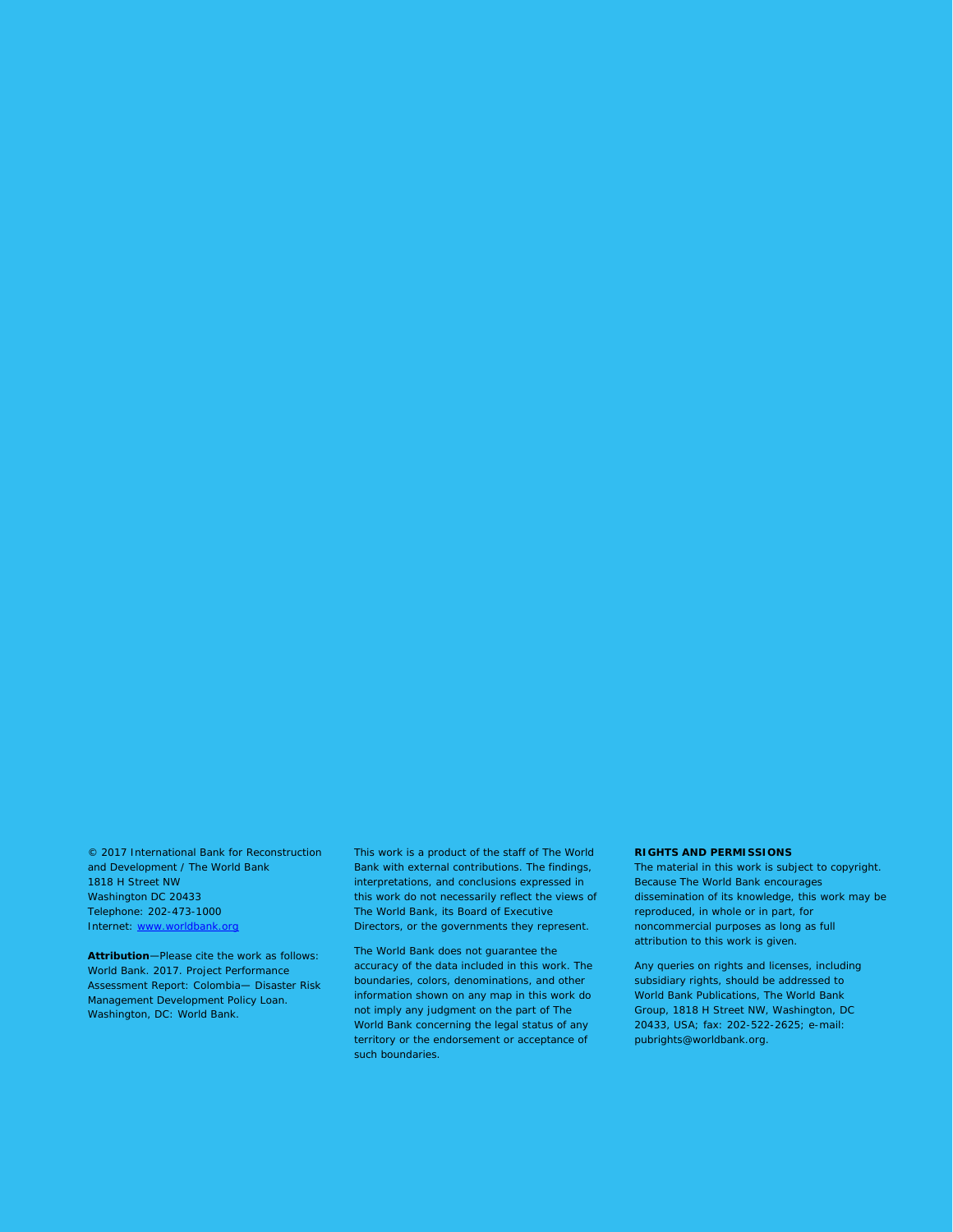© 2017 International Bank for Reconstruction and Development / The World Bank
1818 H Street NW
Washington DC 20433
Telephone: 202-473-1000
Internet: [www.worldbank.org](http://www.worldbank.org)

**Attribution**—Please cite the work as follows: World Bank. 2017. Project Performance Assessment Report: Colombia— Disaster Risk Management Development Policy Loan. Washington, DC: World Bank.

This work is a product of the staff of The World Bank with external contributions. The findings, interpretations, and conclusions expressed in this work do not necessarily reflect the views of The World Bank, its Board of Executive Directors, or the governments they represent.

The World Bank does not guarantee the accuracy of the data included in this work. The boundaries, colors, denominations, and other information shown on any map in this work do not imply any judgment on the part of The World Bank concerning the legal status of any territory or the endorsement or acceptance of such boundaries.

**RIGHTS AND PERMISSIONS**

The material in this work is subject to copyright. Because The World Bank encourages dissemination of its knowledge, this work may be reproduced, in whole or in part, for noncommercial purposes as long as full attribution to this work is given.

Any queries on rights and licenses, including subsidiary rights, should be addressed to World Bank Publications, The World Bank Group, 1818 H Street NW, Washington, DC 20433, USA; fax: 202-522-2625; e-mail: pubrights@worldbank.org.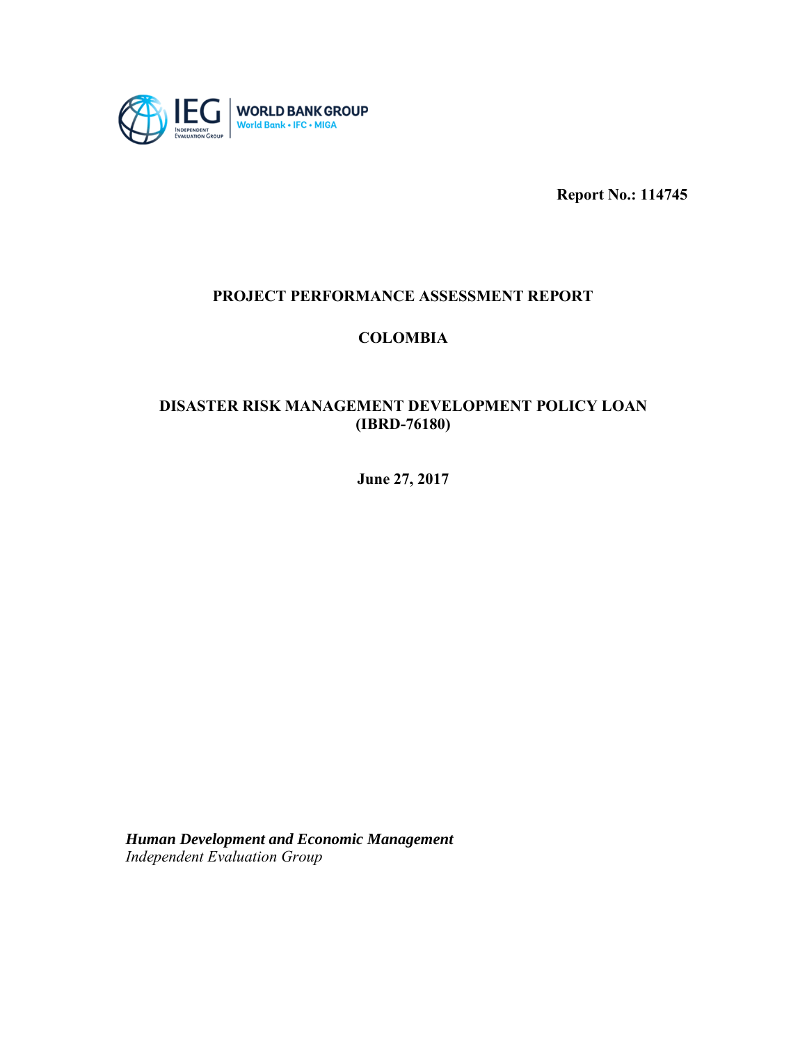**Report No.: 114745**

# PROJECT PERFORMANCE ASSESSMENT REPORT

## COLOMBIA

## DISASTER RISK MANAGEMENT DEVELOPMENT POLICY LOAN (IBRD-76180)

**June 27, 2017**

***Human Development and Economic Management***
*Independent Evaluation Group*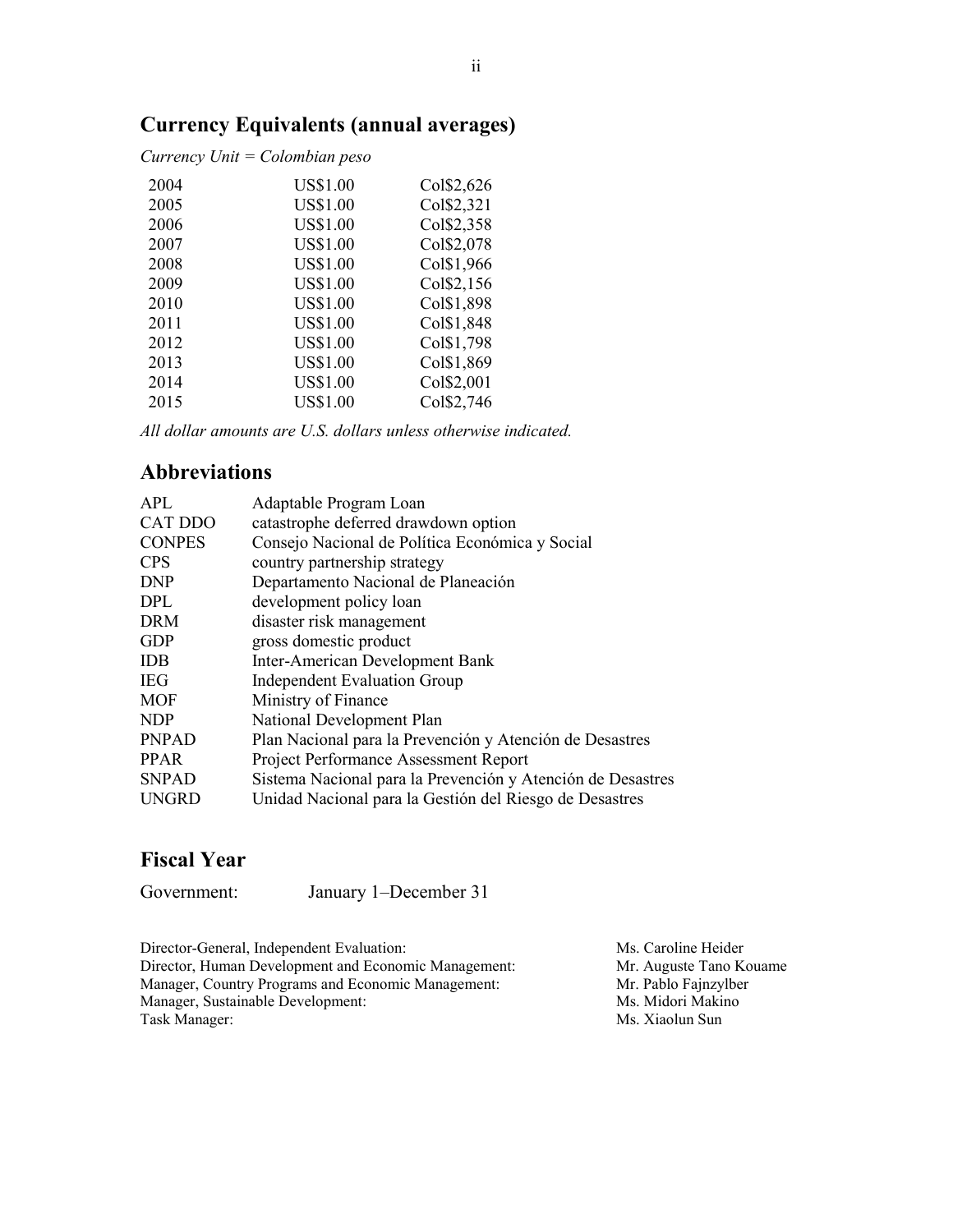## Currency Equivalents (annual averages)

*Currency Unit = Colombian peso*

| | | |
|---|---|---|
| 2004 | US$1.00 | Col$2,626 |
| 2005 | US$1.00 | Col$2,321 |
| 2006 | US$1.00 | Col$2,358 |
| 2007 | US$1.00 | Col$2,078 |
| 2008 | US$1.00 | Col$1,966 |
| 2009 | US$1.00 | Col$2,156 |
| 2010 | US$1.00 | Col$1,898 |
| 2011 | US$1.00 | Col$1,848 |
| 2012 | US$1.00 | Col$1,798 |
| 2013 | US$1.00 | Col$1,869 |
| 2014 | US$1.00 | Col$2,001 |
| 2015 | US$1.00 | Col$2,746 |

*All dollar amounts are U.S. dollars unless otherwise indicated.*

## Abbreviations

| | |
|---|---|
| APL | Adaptable Program Loan |
| CAT DDO | catastrophe deferred drawdown option |
| CONPES | Consejo Nacional de Política Económica y Social |
| CPS | country partnership strategy |
| DNP | Departamento Nacional de Planeación |
| DPL | development policy loan |
| DRM | disaster risk management |
| GDP | gross domestic product |
| IDB | Inter-American Development Bank |
| IEG | Independent Evaluation Group |
| MOF | Ministry of Finance |
| NDP | National Development Plan |
| PNPAD | Plan Nacional para la Prevención y Atención de Desastres |
| PPAR | Project Performance Assessment Report |
| SNPAD | Sistema Nacional para la Prevención y Atención de Desastres |
| UNGRD | Unidad Nacional para la Gestión del Riesgo de Desastres |

## Fiscal Year

Government: January 1–December 31

| | |
|---|---|
| Director-General, Independent Evaluation: | Ms. Caroline Heider |
| Director, Human Development and Economic Management: | Mr. Auguste Tano Kouame |
| Manager, Country Programs and Economic Management: | Mr. Pablo Fajnzylber |
| Manager, Sustainable Development: | Ms. Midori Makino |
| Task Manager: | Ms. Xiaolun Sun |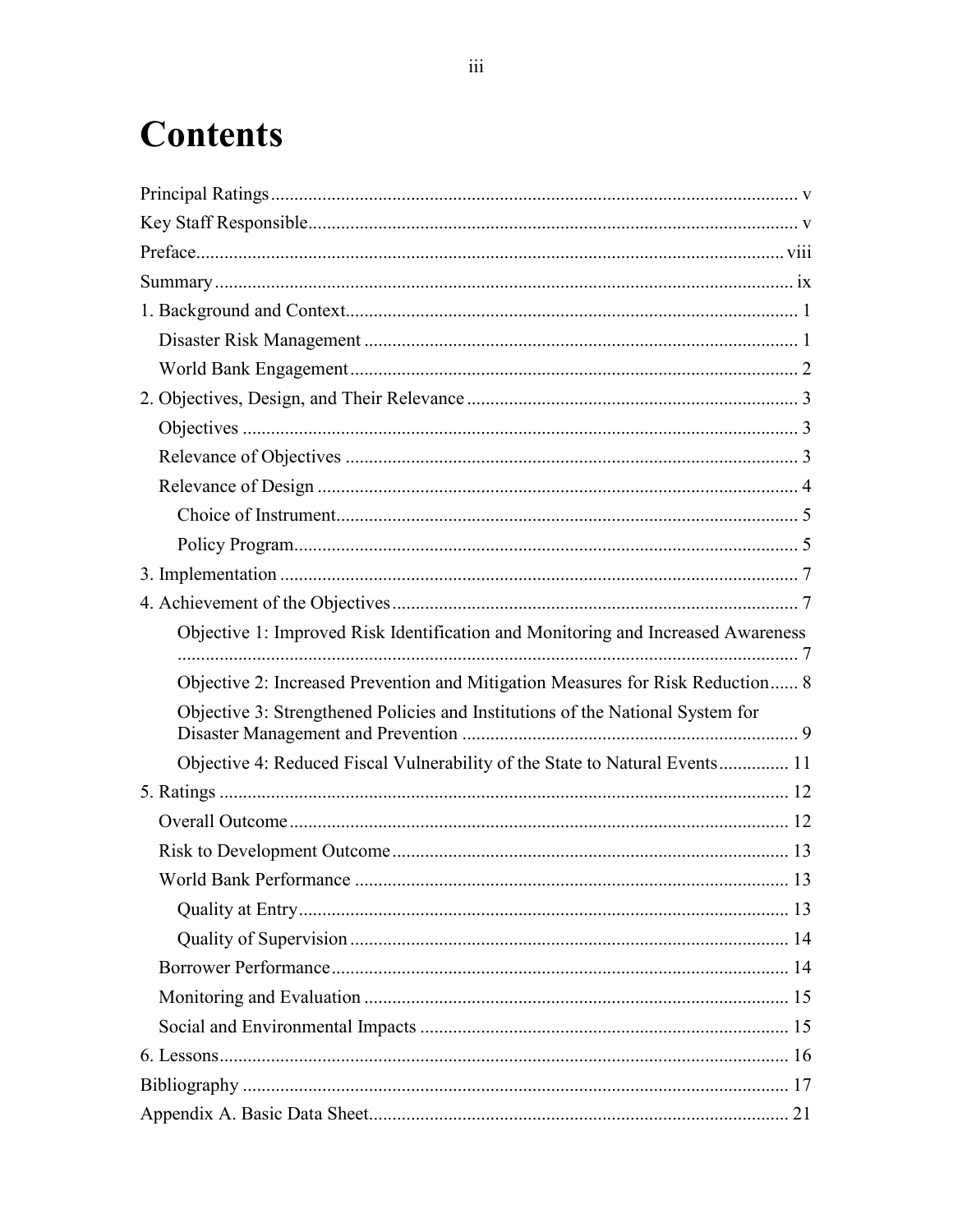# Contents

Principal Ratings ..... v

Key Staff Responsible ..... v

Preface ..... viii

Summary ..... ix

1. Background and Context ..... 1
   - Disaster Risk Management ..... 1
   - World Bank Engagement ..... 2
2. Objectives, Design, and Their Relevance ..... 3
   - Objectives ..... 3
   - Relevance of Objectives ..... 3
   - Relevance of Design ..... 4
     - Choice of Instrument ..... 5
     - Policy Program ..... 5
3. Implementation ..... 7
4. Achievement of the Objectives ..... 7
     - Objective 1: Improved Risk Identification and Monitoring and Increased Awareness ..... 7
     - Objective 2: Increased Prevention and Mitigation Measures for Risk Reduction ..... 8
     - Objective 3: Strengthened Policies and Institutions of the National System for Disaster Management and Prevention ..... 9
     - Objective 4: Reduced Fiscal Vulnerability of the State to Natural Events ..... 11
5. Ratings ..... 12
   - Overall Outcome ..... 12
   - Risk to Development Outcome ..... 13
   - World Bank Performance ..... 13
     - Quality at Entry ..... 13
     - Quality of Supervision ..... 14
   - Borrower Performance ..... 14
   - Monitoring and Evaluation ..... 15
   - Social and Environmental Impacts ..... 15
6. Lessons ..... 16

Bibliography ..... 17

Appendix A. Basic Data Sheet ..... 21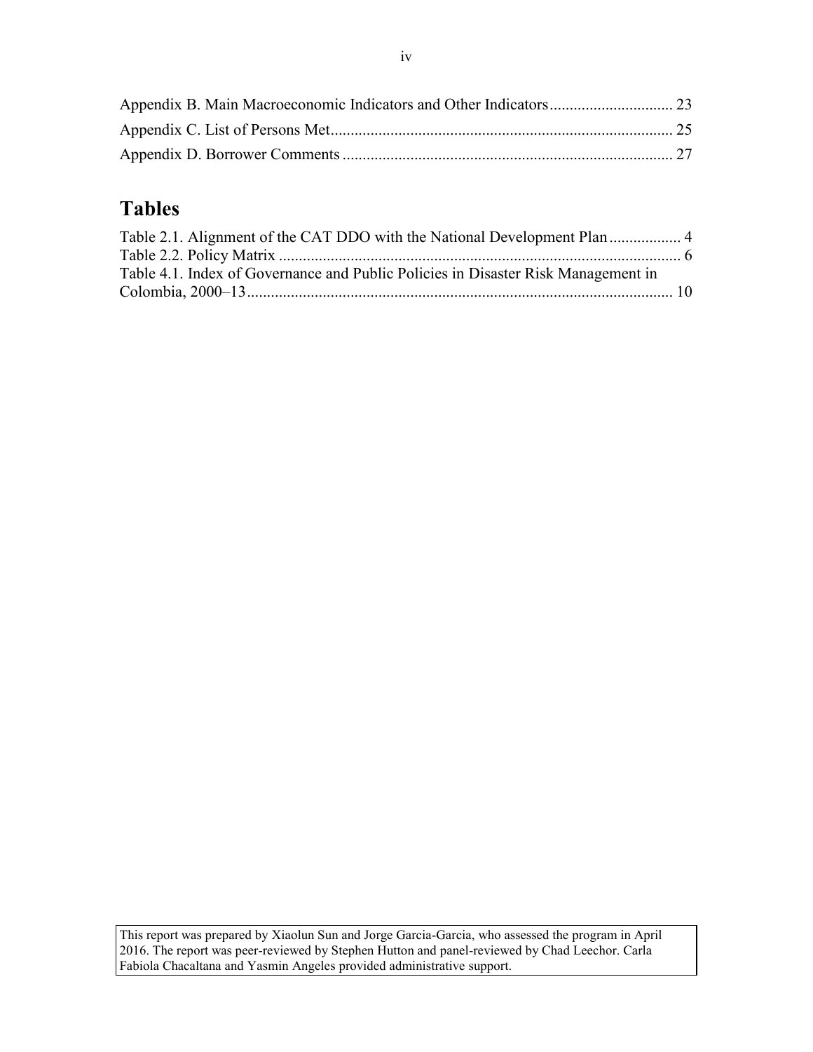Appendix B. Main Macroeconomic Indicators and Other Indicators .............................. 23
Appendix C. List of Persons Met ..................................................................................... 25
Appendix D. Borrower Comments .................................................................................. 27

## Tables

Table 2.1. Alignment of the CAT DDO with the National Development Plan .................. 4
Table 2.2. Policy Matrix ..................................................................................................... 6
Table 4.1. Index of Governance and Public Policies in Disaster Risk Management in Colombia, 2000–13 .......................................................................................................... 10

This report was prepared by Xiaolun Sun and Jorge Garcia-Garcia, who assessed the program in April 2016. The report was peer-reviewed by Stephen Hutton and panel-reviewed by Chad Leechor. Carla Fabiola Chacaltana and Yasmin Angeles provided administrative support.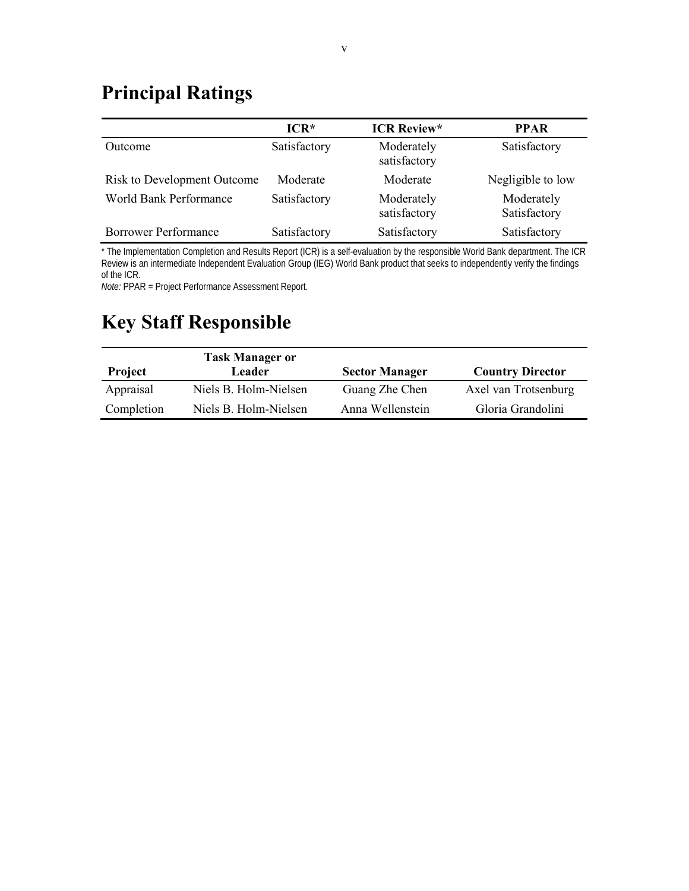# Principal Ratings

| | ICR* | ICR Review* | PPAR |
|---|---|---|---|
| Outcome | Satisfactory | Moderately satisfactory | Satisfactory |
| Risk to Development Outcome | Moderate | Moderate | Negligible to low |
| World Bank Performance | Satisfactory | Moderately satisfactory | Moderately Satisfactory |
| Borrower Performance | Satisfactory | Satisfactory | Satisfactory |

* The Implementation Completion and Results Report (ICR) is a self-evaluation by the responsible World Bank department. The ICR Review is an intermediate Independent Evaluation Group (IEG) World Bank product that seeks to independently verify the findings of the ICR.

*Note:* PPAR = Project Performance Assessment Report.

# Key Staff Responsible

| Project | Task Manager or Leader | Sector Manager | Country Director |
|---|---|---|---|
| Appraisal | Niels B. Holm-Nielsen | Guang Zhe Chen | Axel van Trotsenburg |
| Completion | Niels B. Holm-Nielsen | Anna Wellenstein | Gloria Grandolini |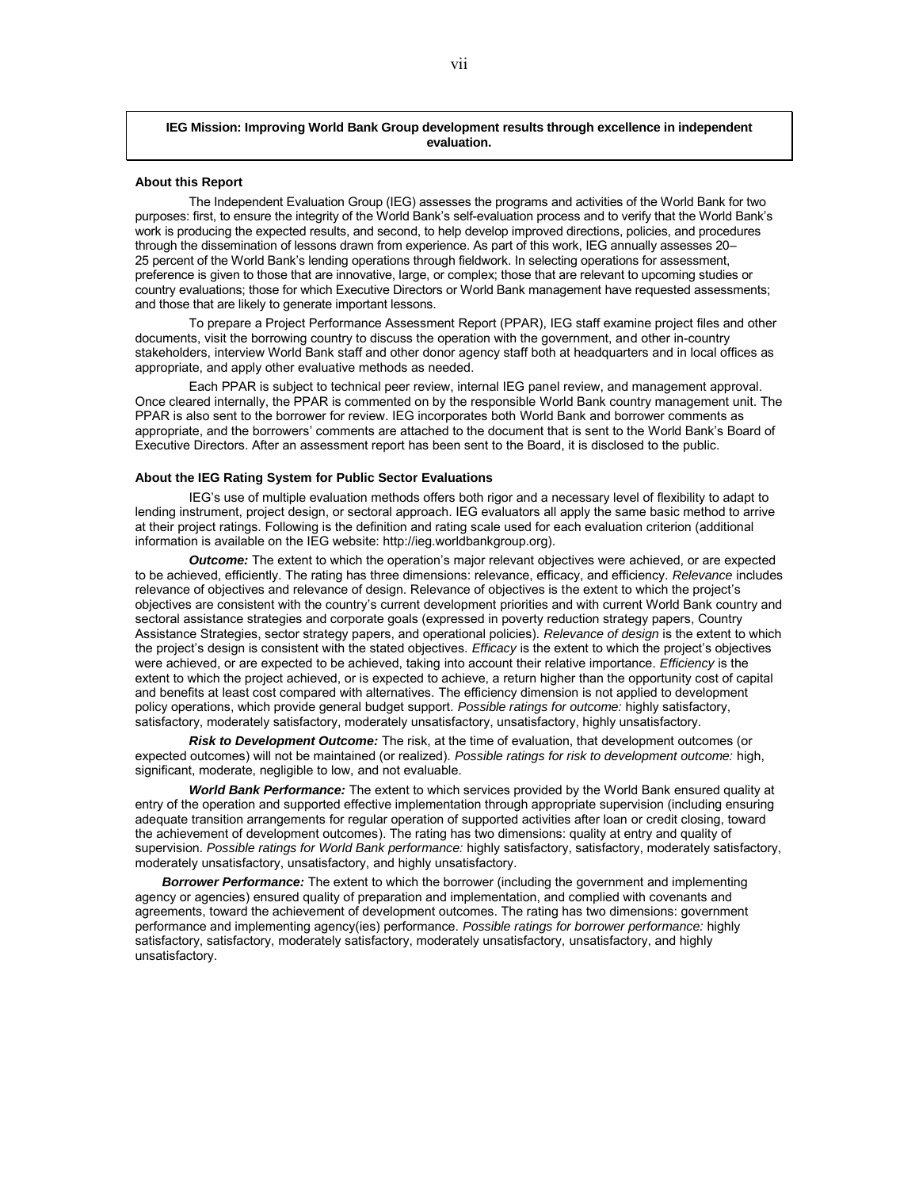**IEG Mission: Improving World Bank Group development results through excellence in independent evaluation.**

### About this Report

The Independent Evaluation Group (IEG) assesses the programs and activities of the World Bank for two purposes: first, to ensure the integrity of the World Bank's self-evaluation process and to verify that the World Bank's work is producing the expected results, and second, to help develop improved directions, policies, and procedures through the dissemination of lessons drawn from experience. As part of this work, IEG annually assesses 20–25 percent of the World Bank's lending operations through fieldwork. In selecting operations for assessment, preference is given to those that are innovative, large, or complex; those that are relevant to upcoming studies or country evaluations; those for which Executive Directors or World Bank management have requested assessments; and those that are likely to generate important lessons.

To prepare a Project Performance Assessment Report (PPAR), IEG staff examine project files and other documents, visit the borrowing country to discuss the operation with the government, and other in-country stakeholders, interview World Bank staff and other donor agency staff both at headquarters and in local offices as appropriate, and apply other evaluative methods as needed.

Each PPAR is subject to technical peer review, internal IEG panel review, and management approval. Once cleared internally, the PPAR is commented on by the responsible World Bank country management unit. The PPAR is also sent to the borrower for review. IEG incorporates both World Bank and borrower comments as appropriate, and the borrowers' comments are attached to the document that is sent to the World Bank's Board of Executive Directors. After an assessment report has been sent to the Board, it is disclosed to the public.

### About the IEG Rating System for Public Sector Evaluations

IEG's use of multiple evaluation methods offers both rigor and a necessary level of flexibility to adapt to lending instrument, project design, or sectoral approach. IEG evaluators all apply the same basic method to arrive at their project ratings. Following is the definition and rating scale used for each evaluation criterion (additional information is available on the IEG website: http://ieg.worldbankgroup.org).

***Outcome:*** The extent to which the operation's major relevant objectives were achieved, or are expected to be achieved, efficiently. The rating has three dimensions: relevance, efficacy, and efficiency. *Relevance* includes relevance of objectives and relevance of design. Relevance of objectives is the extent to which the project's objectives are consistent with the country's current development priorities and with current World Bank country and sectoral assistance strategies and corporate goals (expressed in poverty reduction strategy papers, Country Assistance Strategies, sector strategy papers, and operational policies). *Relevance of design* is the extent to which the project's design is consistent with the stated objectives. *Efficacy* is the extent to which the project's objectives were achieved, or are expected to be achieved, taking into account their relative importance. *Efficiency* is the extent to which the project achieved, or is expected to achieve, a return higher than the opportunity cost of capital and benefits at least cost compared with alternatives. The efficiency dimension is not applied to development policy operations, which provide general budget support. *Possible ratings for outcome:* highly satisfactory, satisfactory, moderately satisfactory, moderately unsatisfactory, unsatisfactory, highly unsatisfactory.

***Risk to Development Outcome:*** The risk, at the time of evaluation, that development outcomes (or expected outcomes) will not be maintained (or realized). *Possible ratings for risk to development outcome:* high, significant, moderate, negligible to low, and not evaluable.

***World Bank Performance:*** The extent to which services provided by the World Bank ensured quality at entry of the operation and supported effective implementation through appropriate supervision (including ensuring adequate transition arrangements for regular operation of supported activities after loan or credit closing, toward the achievement of development outcomes). The rating has two dimensions: quality at entry and quality of supervision. *Possible ratings for World Bank performance:* highly satisfactory, satisfactory, moderately satisfactory, moderately unsatisfactory, unsatisfactory, and highly unsatisfactory.

***Borrower Performance:*** The extent to which the borrower (including the government and implementing agency or agencies) ensured quality of preparation and implementation, and complied with covenants and agreements, toward the achievement of development outcomes. The rating has two dimensions: government performance and implementing agency(ies) performance. *Possible ratings for borrower performance:* highly satisfactory, satisfactory, moderately satisfactory, moderately unsatisfactory, unsatisfactory, and highly unsatisfactory.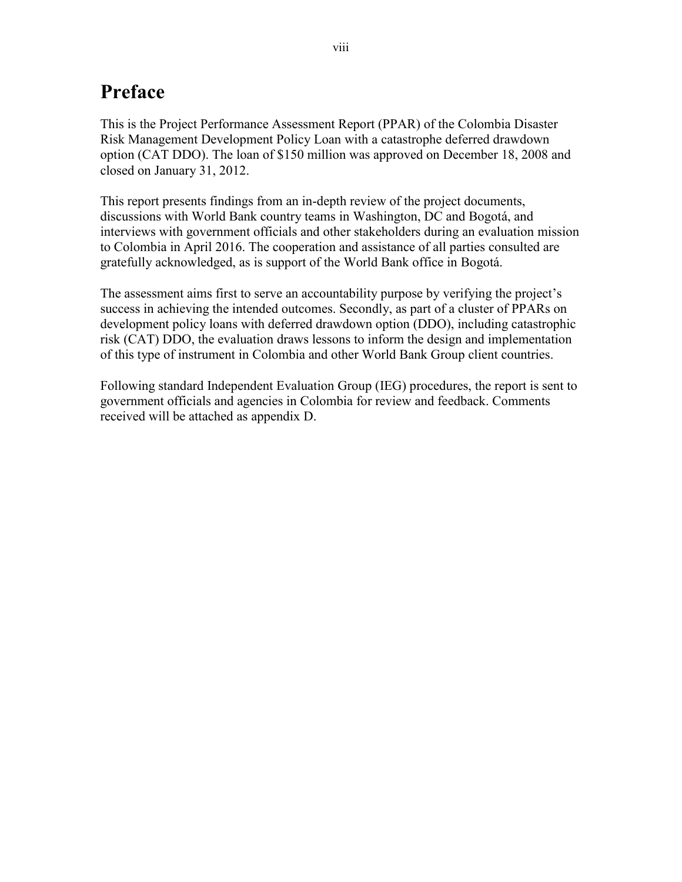# Preface

This is the Project Performance Assessment Report (PPAR) of the Colombia Disaster Risk Management Development Policy Loan with a catastrophe deferred drawdown option (CAT DDO). The loan of $150 million was approved on December 18, 2008 and closed on January 31, 2012.

This report presents findings from an in-depth review of the project documents, discussions with World Bank country teams in Washington, DC and Bogotá, and interviews with government officials and other stakeholders during an evaluation mission to Colombia in April 2016. The cooperation and assistance of all parties consulted are gratefully acknowledged, as is support of the World Bank office in Bogotá.

The assessment aims first to serve an accountability purpose by verifying the project's success in achieving the intended outcomes. Secondly, as part of a cluster of PPARs on development policy loans with deferred drawdown option (DDO), including catastrophic risk (CAT) DDO, the evaluation draws lessons to inform the design and implementation of this type of instrument in Colombia and other World Bank Group client countries.

Following standard Independent Evaluation Group (IEG) procedures, the report is sent to government officials and agencies in Colombia for review and feedback. Comments received will be attached as appendix D.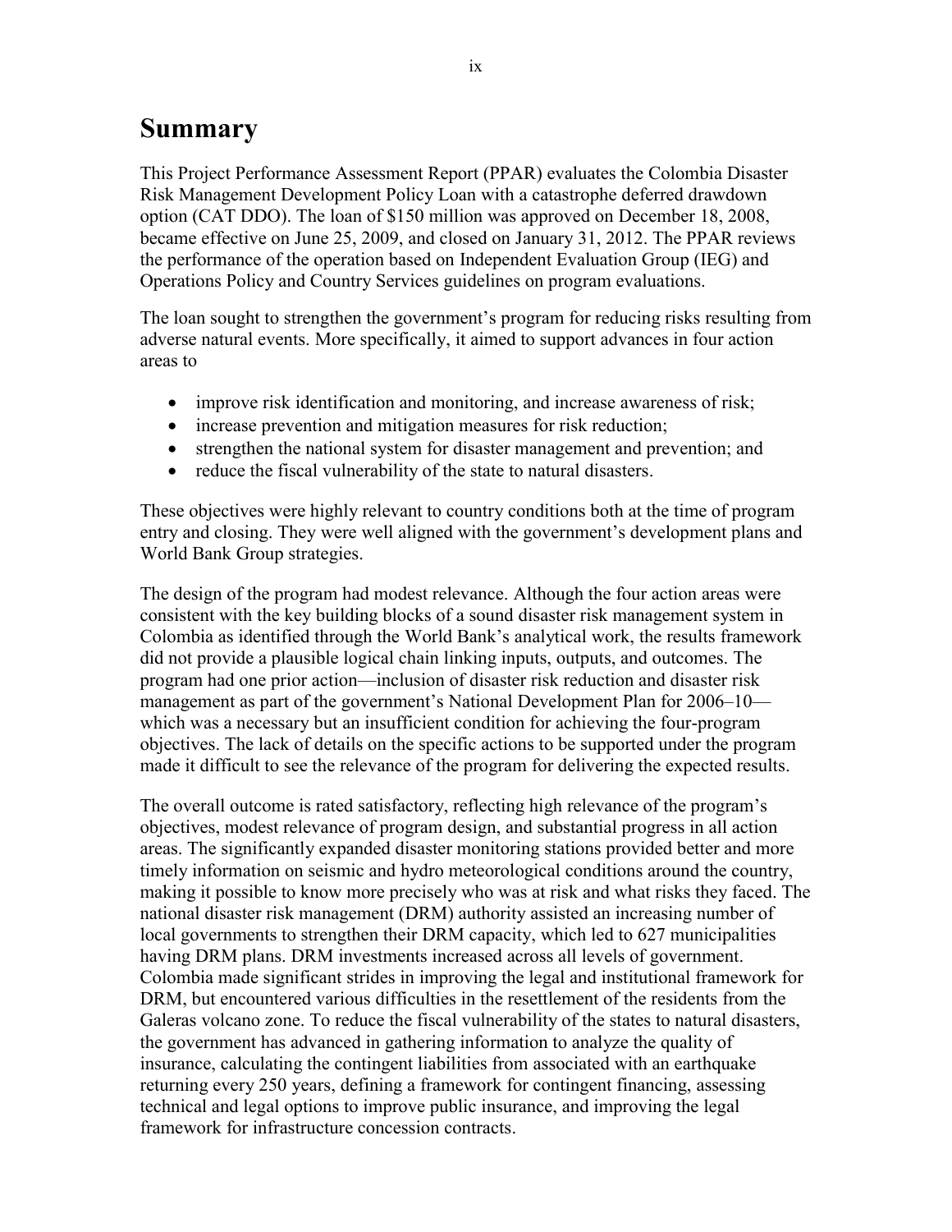# Summary

This Project Performance Assessment Report (PPAR) evaluates the Colombia Disaster Risk Management Development Policy Loan with a catastrophe deferred drawdown option (CAT DDO). The loan of $150 million was approved on December 18, 2008, became effective on June 25, 2009, and closed on January 31, 2012. The PPAR reviews the performance of the operation based on Independent Evaluation Group (IEG) and Operations Policy and Country Services guidelines on program evaluations.

The loan sought to strengthen the government's program for reducing risks resulting from adverse natural events. More specifically, it aimed to support advances in four action areas to

- improve risk identification and monitoring, and increase awareness of risk;
- increase prevention and mitigation measures for risk reduction;
- strengthen the national system for disaster management and prevention; and
- reduce the fiscal vulnerability of the state to natural disasters.

These objectives were highly relevant to country conditions both at the time of program entry and closing. They were well aligned with the government's development plans and World Bank Group strategies.

The design of the program had modest relevance. Although the four action areas were consistent with the key building blocks of a sound disaster risk management system in Colombia as identified through the World Bank's analytical work, the results framework did not provide a plausible logical chain linking inputs, outputs, and outcomes. The program had one prior action—inclusion of disaster risk reduction and disaster risk management as part of the government's National Development Plan for 2006–10—which was a necessary but an insufficient condition for achieving the four-program objectives. The lack of details on the specific actions to be supported under the program made it difficult to see the relevance of the program for delivering the expected results.

The overall outcome is rated satisfactory, reflecting high relevance of the program's objectives, modest relevance of program design, and substantial progress in all action areas. The significantly expanded disaster monitoring stations provided better and more timely information on seismic and hydro meteorological conditions around the country, making it possible to know more precisely who was at risk and what risks they faced. The national disaster risk management (DRM) authority assisted an increasing number of local governments to strengthen their DRM capacity, which led to 627 municipalities having DRM plans. DRM investments increased across all levels of government. Colombia made significant strides in improving the legal and institutional framework for DRM, but encountered various difficulties in the resettlement of the residents from the Galeras volcano zone. To reduce the fiscal vulnerability of the states to natural disasters, the government has advanced in gathering information to analyze the quality of insurance, calculating the contingent liabilities from associated with an earthquake returning every 250 years, defining a framework for contingent financing, assessing technical and legal options to improve public insurance, and improving the legal framework for infrastructure concession contracts.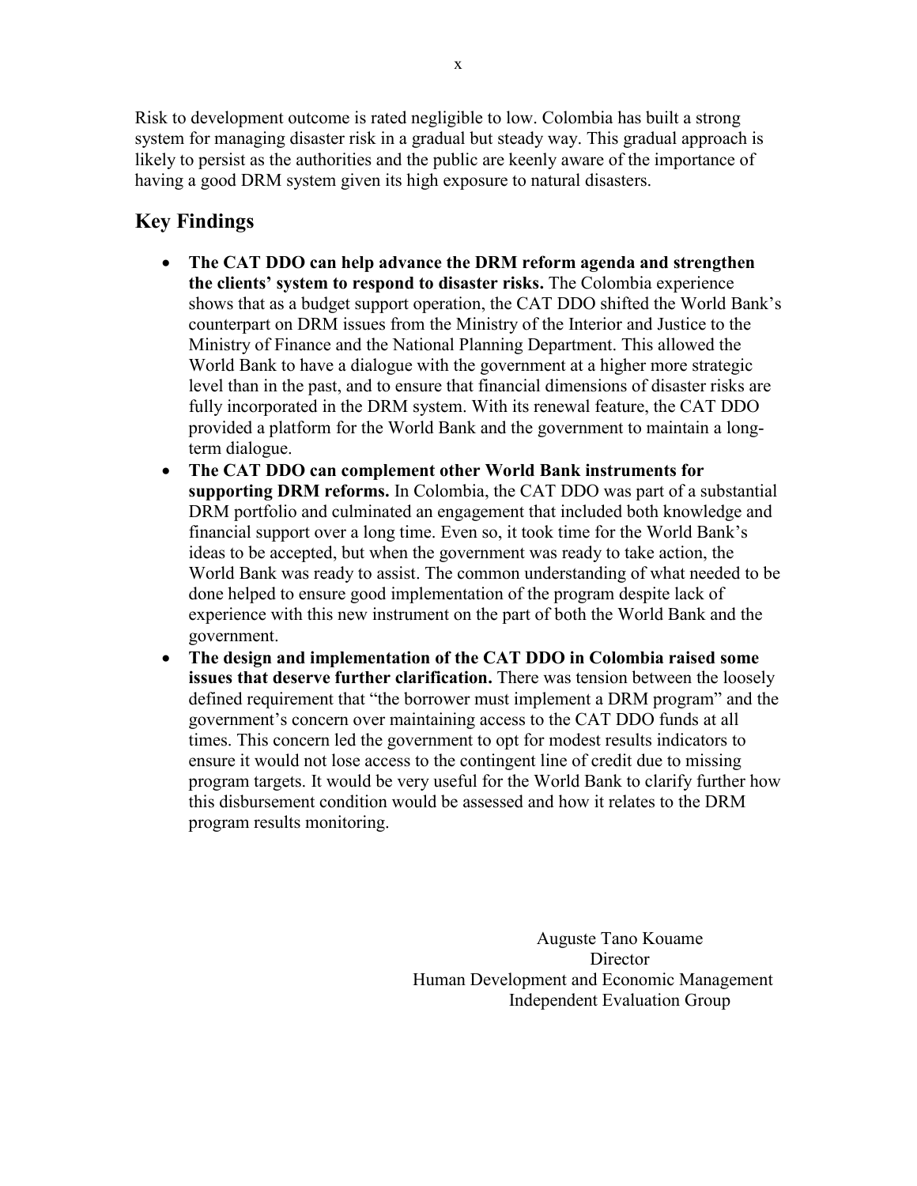Risk to development outcome is rated negligible to low. Colombia has built a strong system for managing disaster risk in a gradual but steady way. This gradual approach is likely to persist as the authorities and the public are keenly aware of the importance of having a good DRM system given its high exposure to natural disasters.

## Key Findings

- **The CAT DDO can help advance the DRM reform agenda and strengthen the clients' system to respond to disaster risks.** The Colombia experience shows that as a budget support operation, the CAT DDO shifted the World Bank's counterpart on DRM issues from the Ministry of the Interior and Justice to the Ministry of Finance and the National Planning Department. This allowed the World Bank to have a dialogue with the government at a higher more strategic level than in the past, and to ensure that financial dimensions of disaster risks are fully incorporated in the DRM system. With its renewal feature, the CAT DDO provided a platform for the World Bank and the government to maintain a long-term dialogue.
- **The CAT DDO can complement other World Bank instruments for supporting DRM reforms.** In Colombia, the CAT DDO was part of a substantial DRM portfolio and culminated an engagement that included both knowledge and financial support over a long time. Even so, it took time for the World Bank's ideas to be accepted, but when the government was ready to take action, the World Bank was ready to assist. The common understanding of what needed to be done helped to ensure good implementation of the program despite lack of experience with this new instrument on the part of both the World Bank and the government.
- **The design and implementation of the CAT DDO in Colombia raised some issues that deserve further clarification.** There was tension between the loosely defined requirement that "the borrower must implement a DRM program" and the government's concern over maintaining access to the CAT DDO funds at all times. This concern led the government to opt for modest results indicators to ensure it would not lose access to the contingent line of credit due to missing program targets. It would be very useful for the World Bank to clarify further how this disbursement condition would be assessed and how it relates to the DRM program results monitoring.

Auguste Tano Kouame
Director
Human Development and Economic Management
Independent Evaluation Group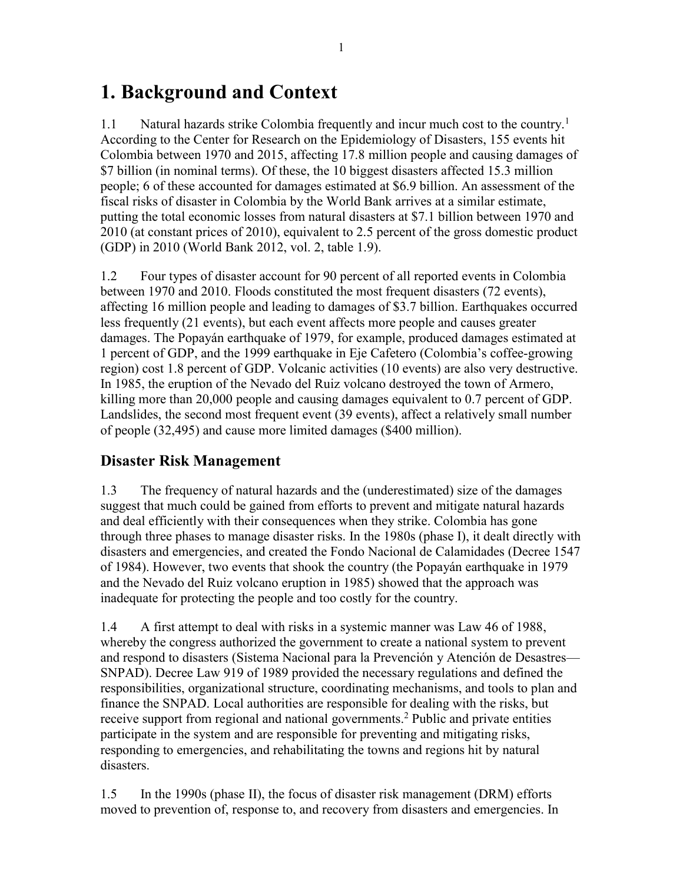# 1. Background and Context

1.1 Natural hazards strike Colombia frequently and incur much cost to the country.[1] According to the Center for Research on the Epidemiology of Disasters, 155 events hit Colombia between 1970 and 2015, affecting 17.8 million people and causing damages of $7 billion (in nominal terms). Of these, the 10 biggest disasters affected 15.3 million people; 6 of these accounted for damages estimated at $6.9 billion. An assessment of the fiscal risks of disaster in Colombia by the World Bank arrives at a similar estimate, putting the total economic losses from natural disasters at $7.1 billion between 1970 and 2010 (at constant prices of 2010), equivalent to 2.5 percent of the gross domestic product (GDP) in 2010 (World Bank 2012, vol. 2, table 1.9).

1.2 Four types of disaster account for 90 percent of all reported events in Colombia between 1970 and 2010. Floods constituted the most frequent disasters (72 events), affecting 16 million people and leading to damages of $3.7 billion. Earthquakes occurred less frequently (21 events), but each event affects more people and causes greater damages. The Popayán earthquake of 1979, for example, produced damages estimated at 1 percent of GDP, and the 1999 earthquake in Eje Cafetero (Colombia's coffee-growing region) cost 1.8 percent of GDP. Volcanic activities (10 events) are also very destructive. In 1985, the eruption of the Nevado del Ruiz volcano destroyed the town of Armero, killing more than 20,000 people and causing damages equivalent to 0.7 percent of GDP. Landslides, the second most frequent event (39 events), affect a relatively small number of people (32,495) and cause more limited damages ($400 million).

## Disaster Risk Management

1.3 The frequency of natural hazards and the (underestimated) size of the damages suggest that much could be gained from efforts to prevent and mitigate natural hazards and deal efficiently with their consequences when they strike. Colombia has gone through three phases to manage disaster risks. In the 1980s (phase I), it dealt directly with disasters and emergencies, and created the Fondo Nacional de Calamidades (Decree 1547 of 1984). However, two events that shook the country (the Popayán earthquake in 1979 and the Nevado del Ruiz volcano eruption in 1985) showed that the approach was inadequate for protecting the people and too costly for the country.

1.4 A first attempt to deal with risks in a systemic manner was Law 46 of 1988, whereby the congress authorized the government to create a national system to prevent and respond to disasters (Sistema Nacional para la Prevención y Atención de Desastres—SNPAD). Decree Law 919 of 1989 provided the necessary regulations and defined the responsibilities, organizational structure, coordinating mechanisms, and tools to plan and finance the SNPAD. Local authorities are responsible for dealing with the risks, but receive support from regional and national governments.[2] Public and private entities participate in the system and are responsible for preventing and mitigating risks, responding to emergencies, and rehabilitating the towns and regions hit by natural disasters.

1.5 In the 1990s (phase II), the focus of disaster risk management (DRM) efforts moved to prevention of, response to, and recovery from disasters and emergencies. In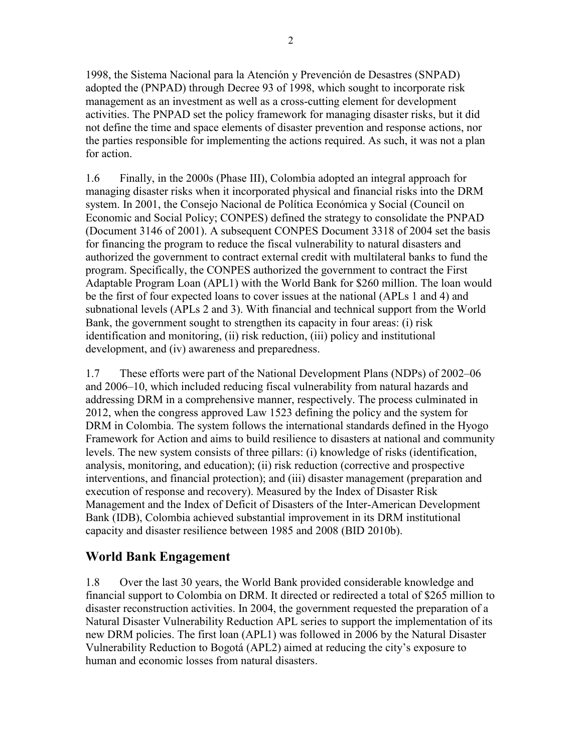1998, the Sistema Nacional para la Atención y Prevención de Desastres (SNPAD) adopted the (PNPAD) through Decree 93 of 1998, which sought to incorporate risk management as an investment as well as a cross-cutting element for development activities. The PNPAD set the policy framework for managing disaster risks, but it did not define the time and space elements of disaster prevention and response actions, nor the parties responsible for implementing the actions required. As such, it was not a plan for action.

1.6 Finally, in the 2000s (Phase III), Colombia adopted an integral approach for managing disaster risks when it incorporated physical and financial risks into the DRM system. In 2001, the Consejo Nacional de Política Económica y Social (Council on Economic and Social Policy; CONPES) defined the strategy to consolidate the PNPAD (Document 3146 of 2001). A subsequent CONPES Document 3318 of 2004 set the basis for financing the program to reduce the fiscal vulnerability to natural disasters and authorized the government to contract external credit with multilateral banks to fund the program. Specifically, the CONPES authorized the government to contract the First Adaptable Program Loan (APL1) with the World Bank for $260 million. The loan would be the first of four expected loans to cover issues at the national (APLs 1 and 4) and subnational levels (APLs 2 and 3). With financial and technical support from the World Bank, the government sought to strengthen its capacity in four areas: (i) risk identification and monitoring, (ii) risk reduction, (iii) policy and institutional development, and (iv) awareness and preparedness.

1.7 These efforts were part of the National Development Plans (NDPs) of 2002–06 and 2006–10, which included reducing fiscal vulnerability from natural hazards and addressing DRM in a comprehensive manner, respectively. The process culminated in 2012, when the congress approved Law 1523 defining the policy and the system for DRM in Colombia. The system follows the international standards defined in the Hyogo Framework for Action and aims to build resilience to disasters at national and community levels. The new system consists of three pillars: (i) knowledge of risks (identification, analysis, monitoring, and education); (ii) risk reduction (corrective and prospective interventions, and financial protection); and (iii) disaster management (preparation and execution of response and recovery). Measured by the Index of Disaster Risk Management and the Index of Deficit of Disasters of the Inter-American Development Bank (IDB), Colombia achieved substantial improvement in its DRM institutional capacity and disaster resilience between 1985 and 2008 (BID 2010b).

## World Bank Engagement

1.8 Over the last 30 years, the World Bank provided considerable knowledge and financial support to Colombia on DRM. It directed or redirected a total of $265 million to disaster reconstruction activities. In 2004, the government requested the preparation of a Natural Disaster Vulnerability Reduction APL series to support the implementation of its new DRM policies. The first loan (APL1) was followed in 2006 by the Natural Disaster Vulnerability Reduction to Bogotá (APL2) aimed at reducing the city's exposure to human and economic losses from natural disasters.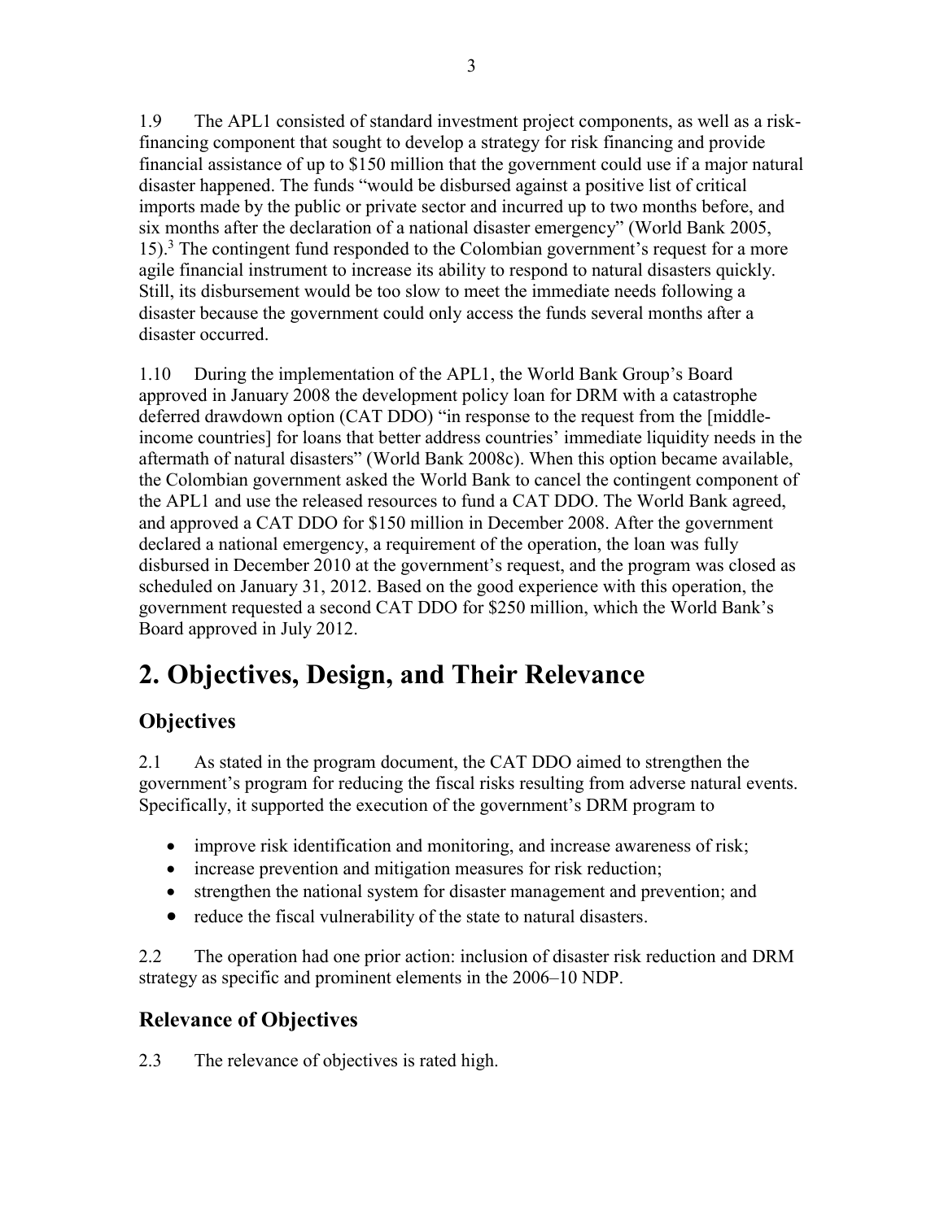1.9 The APL1 consisted of standard investment project components, as well as a risk-financing component that sought to develop a strategy for risk financing and provide financial assistance of up to $150 million that the government could use if a major natural disaster happened. The funds "would be disbursed against a positive list of critical imports made by the public or private sector and incurred up to two months before, and six months after the declaration of a national disaster emergency" (World Bank 2005, 15).[3] The contingent fund responded to the Colombian government's request for a more agile financial instrument to increase its ability to respond to natural disasters quickly. Still, its disbursement would be too slow to meet the immediate needs following a disaster because the government could only access the funds several months after a disaster occurred.

1.10 During the implementation of the APL1, the World Bank Group's Board approved in January 2008 the development policy loan for DRM with a catastrophe deferred drawdown option (CAT DDO) "in response to the request from the [middle-income countries] for loans that better address countries' immediate liquidity needs in the aftermath of natural disasters" (World Bank 2008c). When this option became available, the Colombian government asked the World Bank to cancel the contingent component of the APL1 and use the released resources to fund a CAT DDO. The World Bank agreed, and approved a CAT DDO for $150 million in December 2008. After the government declared a national emergency, a requirement of the operation, the loan was fully disbursed in December 2010 at the government's request, and the program was closed as scheduled on January 31, 2012. Based on the good experience with this operation, the government requested a second CAT DDO for $250 million, which the World Bank's Board approved in July 2012.

# 2. Objectives, Design, and Their Relevance

## Objectives

2.1 As stated in the program document, the CAT DDO aimed to strengthen the government's program for reducing the fiscal risks resulting from adverse natural events. Specifically, it supported the execution of the government's DRM program to

- improve risk identification and monitoring, and increase awareness of risk;
- increase prevention and mitigation measures for risk reduction;
- strengthen the national system for disaster management and prevention; and
- reduce the fiscal vulnerability of the state to natural disasters.

2.2 The operation had one prior action: inclusion of disaster risk reduction and DRM strategy as specific and prominent elements in the 2006–10 NDP.

## Relevance of Objectives

2.3 The relevance of objectives is rated high.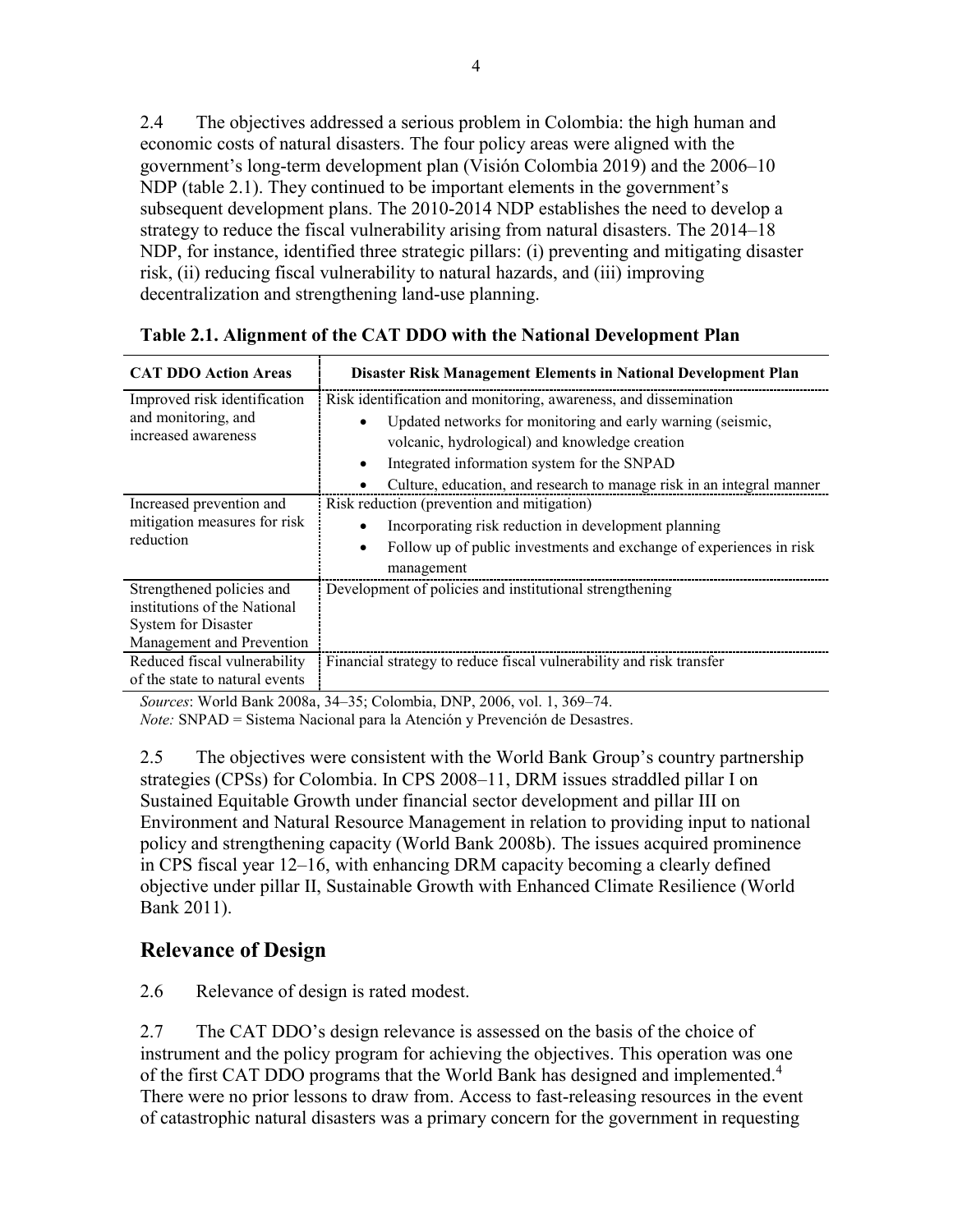2.4 The objectives addressed a serious problem in Colombia: the high human and economic costs of natural disasters. The four policy areas were aligned with the government's long-term development plan (Visión Colombia 2019) and the 2006–10 NDP (table 2.1). They continued to be important elements in the government's subsequent development plans. The 2010-2014 NDP establishes the need to develop a strategy to reduce the fiscal vulnerability arising from natural disasters. The 2014–18 NDP, for instance, identified three strategic pillars: (i) preventing and mitigating disaster risk, (ii) reducing fiscal vulnerability to natural hazards, and (iii) improving decentralization and strengthening land-use planning.

**Table 2.1. Alignment of the CAT DDO with the National Development Plan**

| CAT DDO Action Areas | Disaster Risk Management Elements in National Development Plan |
|---|---|
| Improved risk identification and monitoring, and increased awareness | Risk identification and monitoring, awareness, and dissemination<br>• Updated networks for monitoring and early warning (seismic, volcanic, hydrological) and knowledge creation<br>• Integrated information system for the SNPAD<br>• Culture, education, and research to manage risk in an integral manner |
| Increased prevention and mitigation measures for risk reduction | Risk reduction (prevention and mitigation)<br>• Incorporating risk reduction in development planning<br>• Follow up of public investments and exchange of experiences in risk management |
| Strengthened policies and institutions of the National System for Disaster Management and Prevention | Development of policies and institutional strengthening |
| Reduced fiscal vulnerability of the state to natural events | Financial strategy to reduce fiscal vulnerability and risk transfer |

*Sources*: World Bank 2008a, 34–35; Colombia, DNP, 2006, vol. 1, 369–74.
*Note:* SNPAD = Sistema Nacional para la Atención y Prevención de Desastres.

2.5 The objectives were consistent with the World Bank Group's country partnership strategies (CPSs) for Colombia. In CPS 2008–11, DRM issues straddled pillar I on Sustained Equitable Growth under financial sector development and pillar III on Environment and Natural Resource Management in relation to providing input to national policy and strengthening capacity (World Bank 2008b). The issues acquired prominence in CPS fiscal year 12–16, with enhancing DRM capacity becoming a clearly defined objective under pillar II, Sustainable Growth with Enhanced Climate Resilience (World Bank 2011).

## Relevance of Design

2.6 Relevance of design is rated modest.

2.7 The CAT DDO's design relevance is assessed on the basis of the choice of instrument and the policy program for achieving the objectives. This operation was one of the first CAT DDO programs that the World Bank has designed and implemented.[4] There were no prior lessons to draw from. Access to fast-releasing resources in the event of catastrophic natural disasters was a primary concern for the government in requesting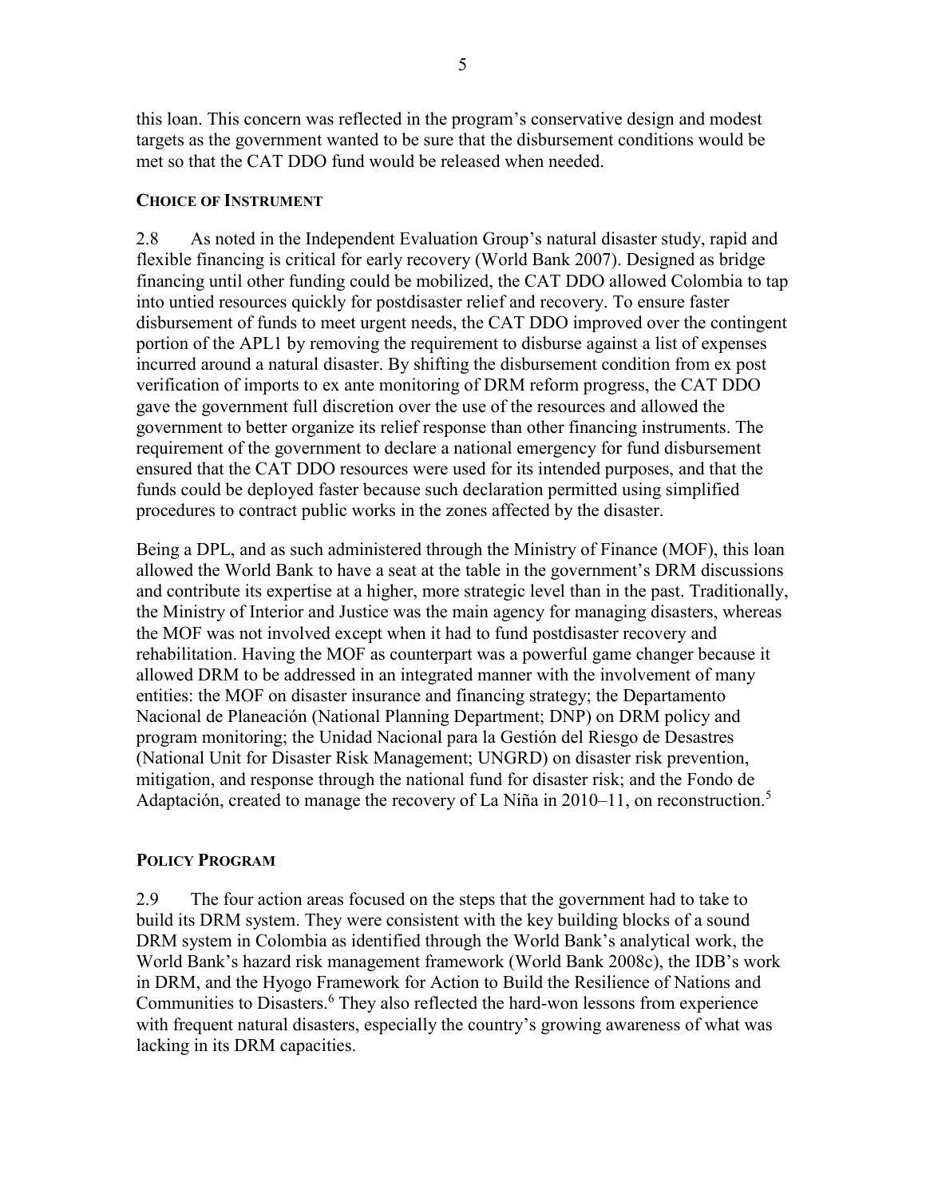this loan. This concern was reflected in the program's conservative design and modest targets as the government wanted to be sure that the disbursement conditions would be met so that the CAT DDO fund would be released when needed.

### Choice of Instrument

2.8 As noted in the Independent Evaluation Group's natural disaster study, rapid and flexible financing is critical for early recovery (World Bank 2007). Designed as bridge financing until other funding could be mobilized, the CAT DDO allowed Colombia to tap into untied resources quickly for postdisaster relief and recovery. To ensure faster disbursement of funds to meet urgent needs, the CAT DDO improved over the contingent portion of the APL1 by removing the requirement to disburse against a list of expenses incurred around a natural disaster. By shifting the disbursement condition from ex post verification of imports to ex ante monitoring of DRM reform progress, the CAT DDO gave the government full discretion over the use of the resources and allowed the government to better organize its relief response than other financing instruments. The requirement of the government to declare a national emergency for fund disbursement ensured that the CAT DDO resources were used for its intended purposes, and that the funds could be deployed faster because such declaration permitted using simplified procedures to contract public works in the zones affected by the disaster.

Being a DPL, and as such administered through the Ministry of Finance (MOF), this loan allowed the World Bank to have a seat at the table in the government's DRM discussions and contribute its expertise at a higher, more strategic level than in the past. Traditionally, the Ministry of Interior and Justice was the main agency for managing disasters, whereas the MOF was not involved except when it had to fund postdisaster recovery and rehabilitation. Having the MOF as counterpart was a powerful game changer because it allowed DRM to be addressed in an integrated manner with the involvement of many entities: the MOF on disaster insurance and financing strategy; the Departamento Nacional de Planeación (National Planning Department; DNP) on DRM policy and program monitoring; the Unidad Nacional para la Gestión del Riesgo de Desastres (National Unit for Disaster Risk Management; UNGRD) on disaster risk prevention, mitigation, and response through the national fund for disaster risk; and the Fondo de Adaptación, created to manage the recovery of La Niña in 2010–11, on reconstruction.[5]

### Policy Program

2.9 The four action areas focused on the steps that the government had to take to build its DRM system. They were consistent with the key building blocks of a sound DRM system in Colombia as identified through the World Bank's analytical work, the World Bank's hazard risk management framework (World Bank 2008c), the IDB's work in DRM, and the Hyogo Framework for Action to Build the Resilience of Nations and Communities to Disasters.[6] They also reflected the hard-won lessons from experience with frequent natural disasters, especially the country's growing awareness of what was lacking in its DRM capacities.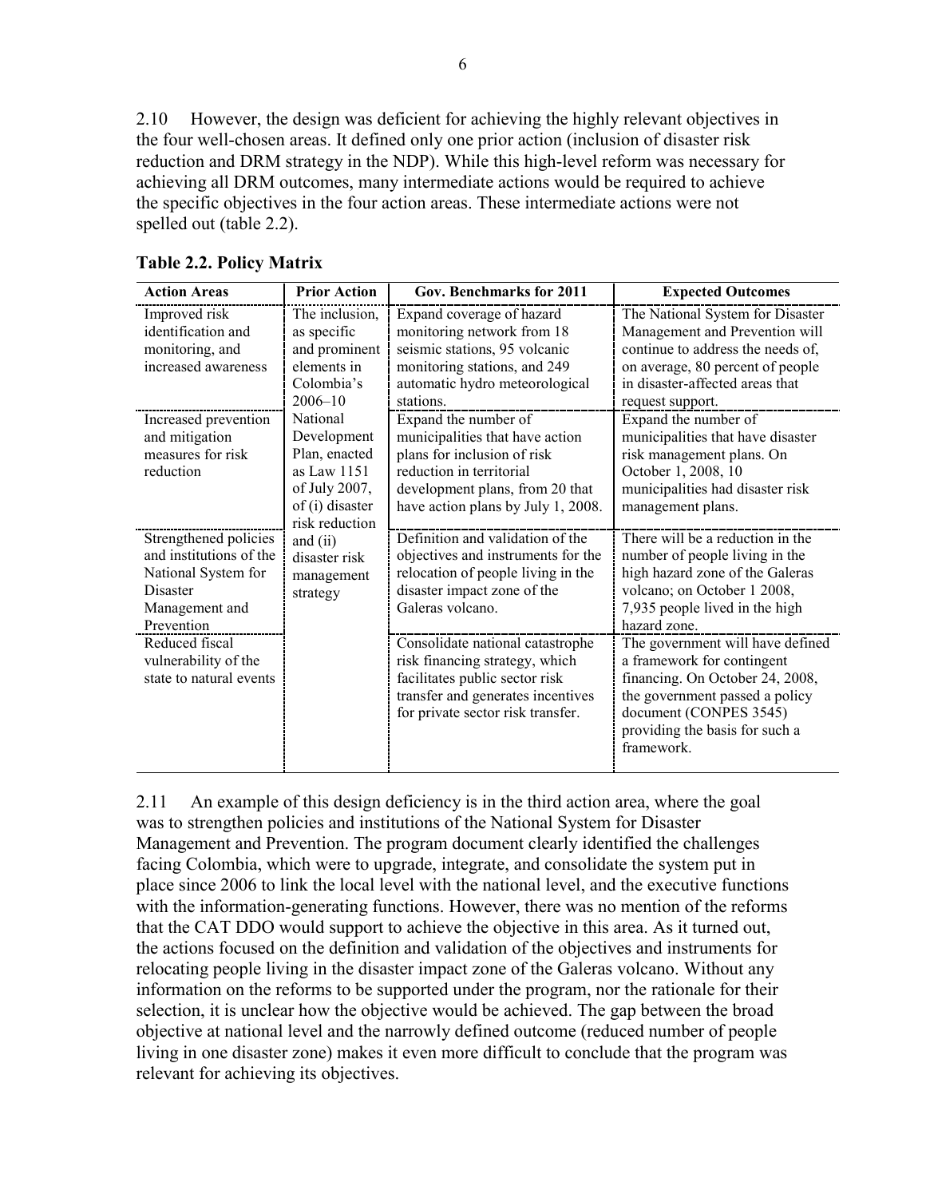2.10 However, the design was deficient for achieving the highly relevant objectives in the four well-chosen areas. It defined only one prior action (inclusion of disaster risk reduction and DRM strategy in the NDP). While this high-level reform was necessary for achieving all DRM outcomes, many intermediate actions would be required to achieve the specific objectives in the four action areas. These intermediate actions were not spelled out (table 2.2).

**Table 2.2. Policy Matrix**

| Action Areas | Prior Action | Gov. Benchmarks for 2011 | Expected Outcomes |
|---|---|---|---|
| Improved risk identification and monitoring, and increased awareness | The inclusion, as specific and prominent elements in Colombia's 2006–10 National Development Plan, enacted as Law 1151 of July 2007, of (i) disaster risk reduction and (ii) disaster risk management strategy | Expand coverage of hazard monitoring network from 18 seismic stations, 95 volcanic monitoring stations, and 249 automatic hydro meteorological stations. | The National System for Disaster Management and Prevention will continue to address the needs of, on average, 80 percent of people in disaster-affected areas that request support. |
| Increased prevention and mitigation measures for risk reduction | | Expand the number of municipalities that have action plans for inclusion of risk reduction in territorial development plans, from 20 that have action plans by July 1, 2008. | Expand the number of municipalities that have disaster risk management plans. On October 1, 2008, 10 municipalities had disaster risk management plans. |
| Strengthened policies and institutions of the National System for Disaster Management and Prevention | | Definition and validation of the objectives and instruments for the relocation of people living in the disaster impact zone of the Galeras volcano. | There will be a reduction in the number of people living in the high hazard zone of the Galeras volcano; on October 1 2008, 7,935 people lived in the high hazard zone. |
| Reduced fiscal vulnerability of the state to natural events | | Consolidate national catastrophe risk financing strategy, which facilitates public sector risk transfer and generates incentives for private sector risk transfer. | The government will have defined a framework for contingent financing. On October 24, 2008, the government passed a policy document (CONPES 3545) providing the basis for such a framework. |

2.11 An example of this design deficiency is in the third action area, where the goal was to strengthen policies and institutions of the National System for Disaster Management and Prevention. The program document clearly identified the challenges facing Colombia, which were to upgrade, integrate, and consolidate the system put in place since 2006 to link the local level with the national level, and the executive functions with the information-generating functions. However, there was no mention of the reforms that the CAT DDO would support to achieve the objective in this area. As it turned out, the actions focused on the definition and validation of the objectives and instruments for relocating people living in the disaster impact zone of the Galeras volcano. Without any information on the reforms to be supported under the program, nor the rationale for their selection, it is unclear how the objective would be achieved. The gap between the broad objective at national level and the narrowly defined outcome (reduced number of people living in one disaster zone) makes it even more difficult to conclude that the program was relevant for achieving its objectives.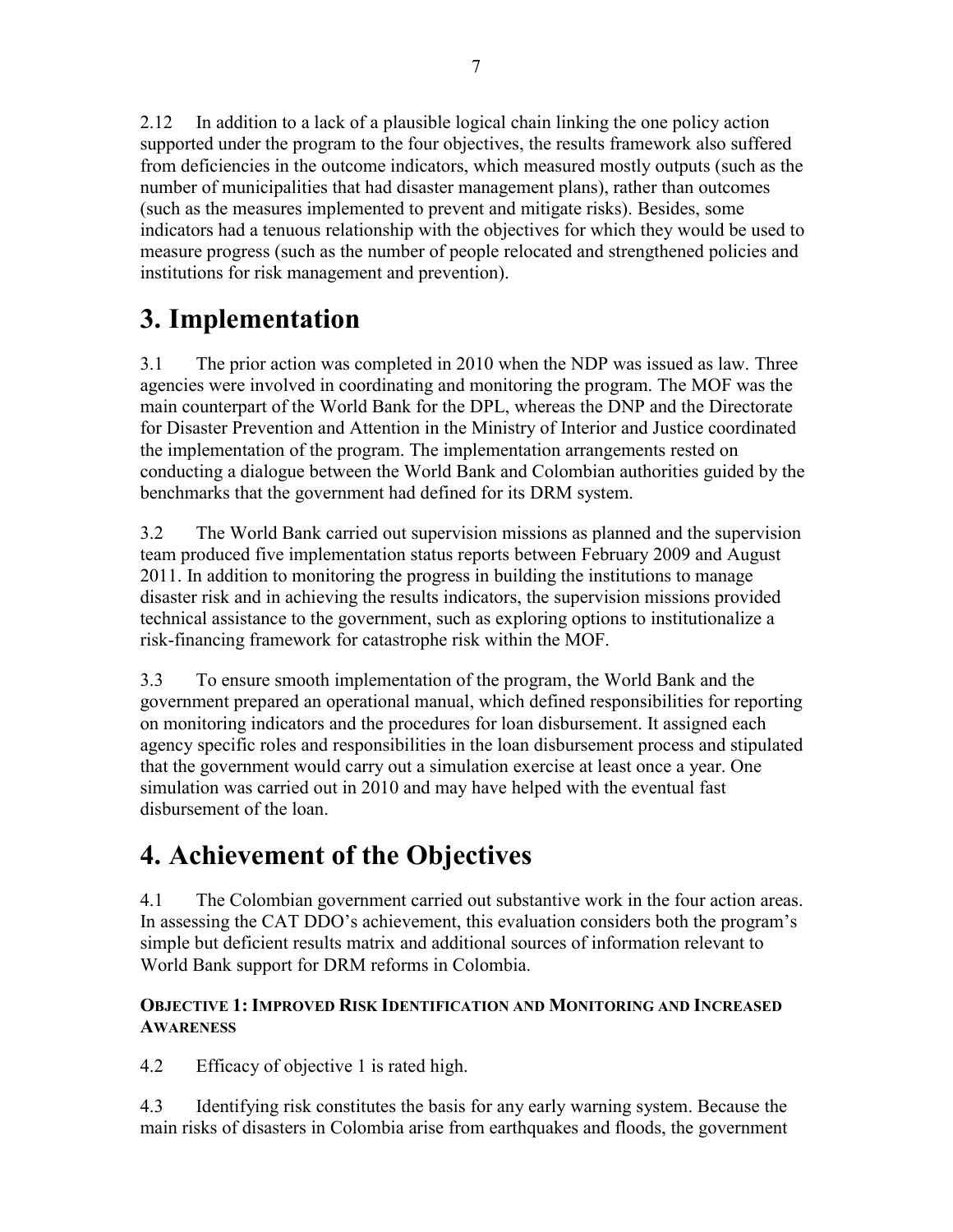2.12 In addition to a lack of a plausible logical chain linking the one policy action supported under the program to the four objectives, the results framework also suffered from deficiencies in the outcome indicators, which measured mostly outputs (such as the number of municipalities that had disaster management plans), rather than outcomes (such as the measures implemented to prevent and mitigate risks). Besides, some indicators had a tenuous relationship with the objectives for which they would be used to measure progress (such as the number of people relocated and strengthened policies and institutions for risk management and prevention).

# 3. Implementation

3.1 The prior action was completed in 2010 when the NDP was issued as law. Three agencies were involved in coordinating and monitoring the program. The MOF was the main counterpart of the World Bank for the DPL, whereas the DNP and the Directorate for Disaster Prevention and Attention in the Ministry of Interior and Justice coordinated the implementation of the program. The implementation arrangements rested on conducting a dialogue between the World Bank and Colombian authorities guided by the benchmarks that the government had defined for its DRM system.

3.2 The World Bank carried out supervision missions as planned and the supervision team produced five implementation status reports between February 2009 and August 2011. In addition to monitoring the progress in building the institutions to manage disaster risk and in achieving the results indicators, the supervision missions provided technical assistance to the government, such as exploring options to institutionalize a risk-financing framework for catastrophe risk within the MOF.

3.3 To ensure smooth implementation of the program, the World Bank and the government prepared an operational manual, which defined responsibilities for reporting on monitoring indicators and the procedures for loan disbursement. It assigned each agency specific roles and responsibilities in the loan disbursement process and stipulated that the government would carry out a simulation exercise at least once a year. One simulation was carried out in 2010 and may have helped with the eventual fast disbursement of the loan.

# 4. Achievement of the Objectives

4.1 The Colombian government carried out substantive work in the four action areas. In assessing the CAT DDO's achievement, this evaluation considers both the program's simple but deficient results matrix and additional sources of information relevant to World Bank support for DRM reforms in Colombia.

#### OBJECTIVE 1: IMPROVED RISK IDENTIFICATION AND MONITORING AND INCREASED AWARENESS

4.2 Efficacy of objective 1 is rated high.

4.3 Identifying risk constitutes the basis for any early warning system. Because the main risks of disasters in Colombia arise from earthquakes and floods, the government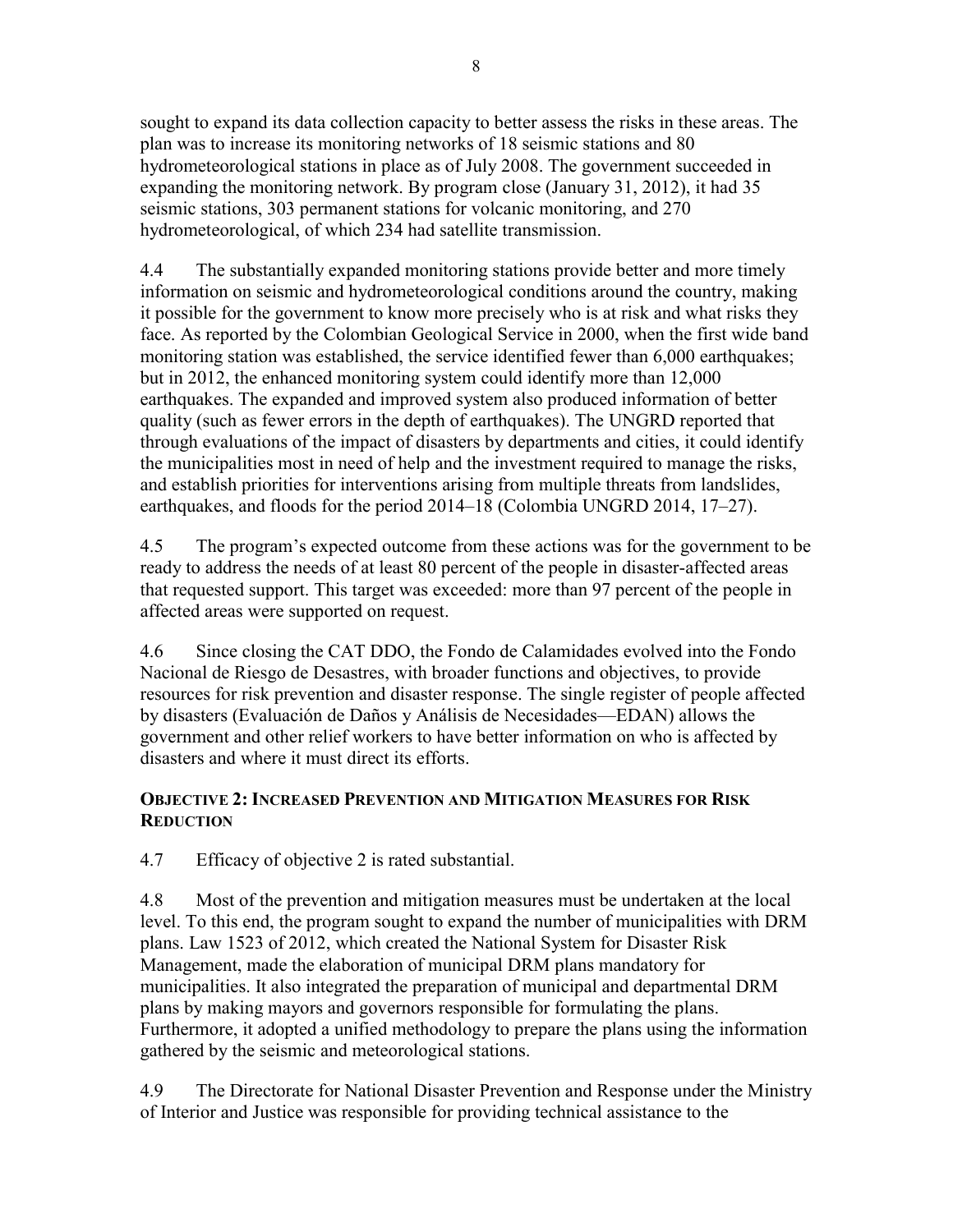sought to expand its data collection capacity to better assess the risks in these areas. The plan was to increase its monitoring networks of 18 seismic stations and 80 hydrometeorological stations in place as of July 2008. The government succeeded in expanding the monitoring network. By program close (January 31, 2012), it had 35 seismic stations, 303 permanent stations for volcanic monitoring, and 270 hydrometeorological, of which 234 had satellite transmission.

4.4 The substantially expanded monitoring stations provide better and more timely information on seismic and hydrometeorological conditions around the country, making it possible for the government to know more precisely who is at risk and what risks they face. As reported by the Colombian Geological Service in 2000, when the first wide band monitoring station was established, the service identified fewer than 6,000 earthquakes; but in 2012, the enhanced monitoring system could identify more than 12,000 earthquakes. The expanded and improved system also produced information of better quality (such as fewer errors in the depth of earthquakes). The UNGRD reported that through evaluations of the impact of disasters by departments and cities, it could identify the municipalities most in need of help and the investment required to manage the risks, and establish priorities for interventions arising from multiple threats from landslides, earthquakes, and floods for the period 2014–18 (Colombia UNGRD 2014, 17–27).

4.5 The program's expected outcome from these actions was for the government to be ready to address the needs of at least 80 percent of the people in disaster-affected areas that requested support. This target was exceeded: more than 97 percent of the people in affected areas were supported on request.

4.6 Since closing the CAT DDO, the Fondo de Calamidades evolved into the Fondo Nacional de Riesgo de Desastres, with broader functions and objectives, to provide resources for risk prevention and disaster response. The single register of people affected by disasters (Evaluación de Daños y Análisis de Necesidades—EDAN) allows the government and other relief workers to have better information on who is affected by disasters and where it must direct its efforts.

### Objective 2: Increased Prevention and Mitigation Measures for Risk Reduction

4.7 Efficacy of objective 2 is rated substantial.

4.8 Most of the prevention and mitigation measures must be undertaken at the local level. To this end, the program sought to expand the number of municipalities with DRM plans. Law 1523 of 2012, which created the National System for Disaster Risk Management, made the elaboration of municipal DRM plans mandatory for municipalities. It also integrated the preparation of municipal and departmental DRM plans by making mayors and governors responsible for formulating the plans. Furthermore, it adopted a unified methodology to prepare the plans using the information gathered by the seismic and meteorological stations.

4.9 The Directorate for National Disaster Prevention and Response under the Ministry of Interior and Justice was responsible for providing technical assistance to the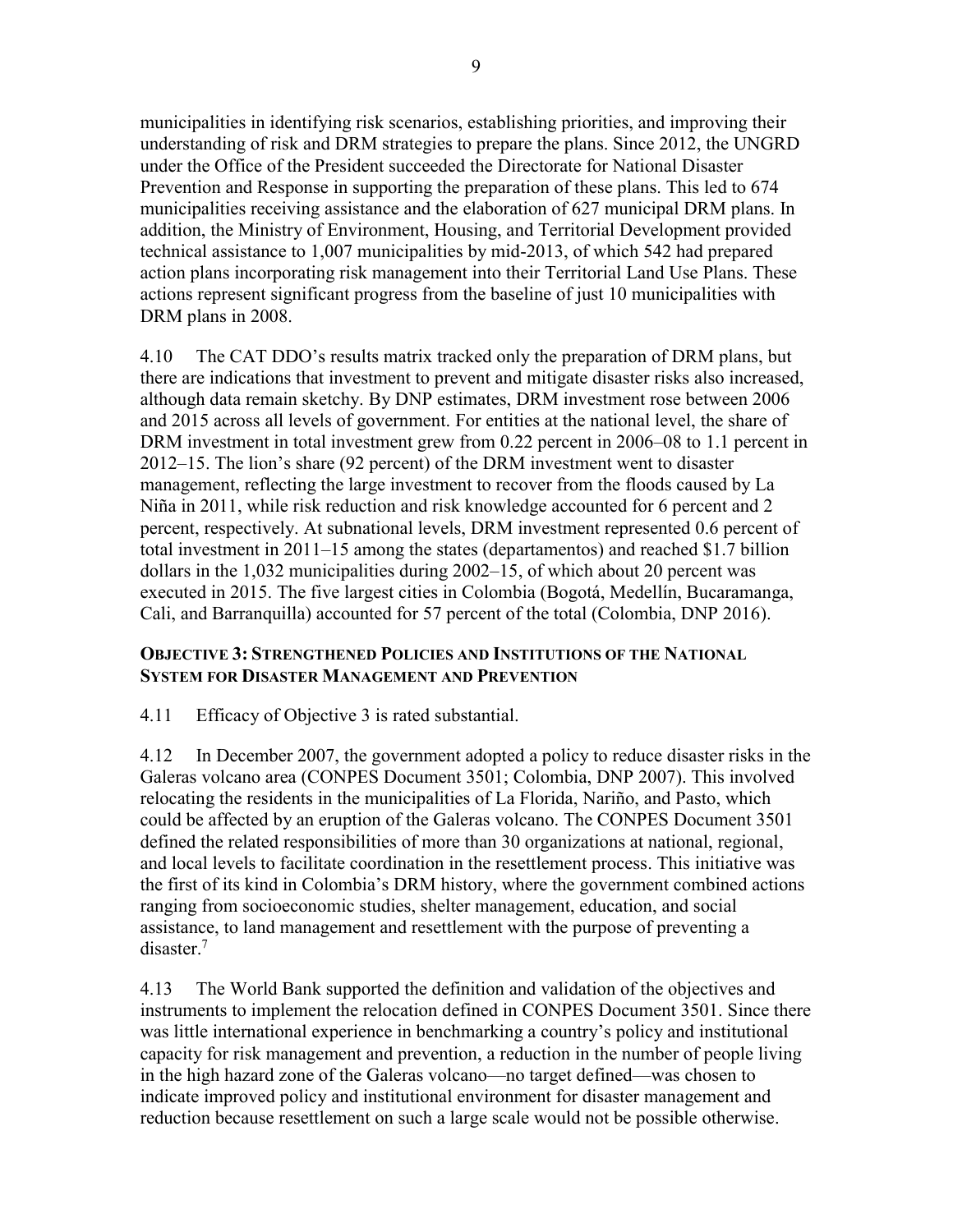municipalities in identifying risk scenarios, establishing priorities, and improving their understanding of risk and DRM strategies to prepare the plans. Since 2012, the UNGRD under the Office of the President succeeded the Directorate for National Disaster Prevention and Response in supporting the preparation of these plans. This led to 674 municipalities receiving assistance and the elaboration of 627 municipal DRM plans. In addition, the Ministry of Environment, Housing, and Territorial Development provided technical assistance to 1,007 municipalities by mid-2013, of which 542 had prepared action plans incorporating risk management into their Territorial Land Use Plans. These actions represent significant progress from the baseline of just 10 municipalities with DRM plans in 2008.

4.10 The CAT DDO's results matrix tracked only the preparation of DRM plans, but there are indications that investment to prevent and mitigate disaster risks also increased, although data remain sketchy. By DNP estimates, DRM investment rose between 2006 and 2015 across all levels of government. For entities at the national level, the share of DRM investment in total investment grew from 0.22 percent in 2006–08 to 1.1 percent in 2012–15. The lion's share (92 percent) of the DRM investment went to disaster management, reflecting the large investment to recover from the floods caused by La Niña in 2011, while risk reduction and risk knowledge accounted for 6 percent and 2 percent, respectively. At subnational levels, DRM investment represented 0.6 percent of total investment in 2011–15 among the states (departamentos) and reached \$1.7 billion dollars in the 1,032 municipalities during 2002–15, of which about 20 percent was executed in 2015. The five largest cities in Colombia (Bogotá, Medellín, Bucaramanga, Cali, and Barranquilla) accounted for 57 percent of the total (Colombia, DNP 2016).

### Objective 3: Strengthened Policies and Institutions of the National System for Disaster Management and Prevention

4.11 Efficacy of Objective 3 is rated substantial.

4.12 In December 2007, the government adopted a policy to reduce disaster risks in the Galeras volcano area (CONPES Document 3501; Colombia, DNP 2007). This involved relocating the residents in the municipalities of La Florida, Nariño, and Pasto, which could be affected by an eruption of the Galeras volcano. The CONPES Document 3501 defined the related responsibilities of more than 30 organizations at national, regional, and local levels to facilitate coordination in the resettlement process. This initiative was the first of its kind in Colombia's DRM history, where the government combined actions ranging from socioeconomic studies, shelter management, education, and social assistance, to land management and resettlement with the purpose of preventing a disaster.[7]

4.13 The World Bank supported the definition and validation of the objectives and instruments to implement the relocation defined in CONPES Document 3501. Since there was little international experience in benchmarking a country's policy and institutional capacity for risk management and prevention, a reduction in the number of people living in the high hazard zone of the Galeras volcano—no target defined—was chosen to indicate improved policy and institutional environment for disaster management and reduction because resettlement on such a large scale would not be possible otherwise.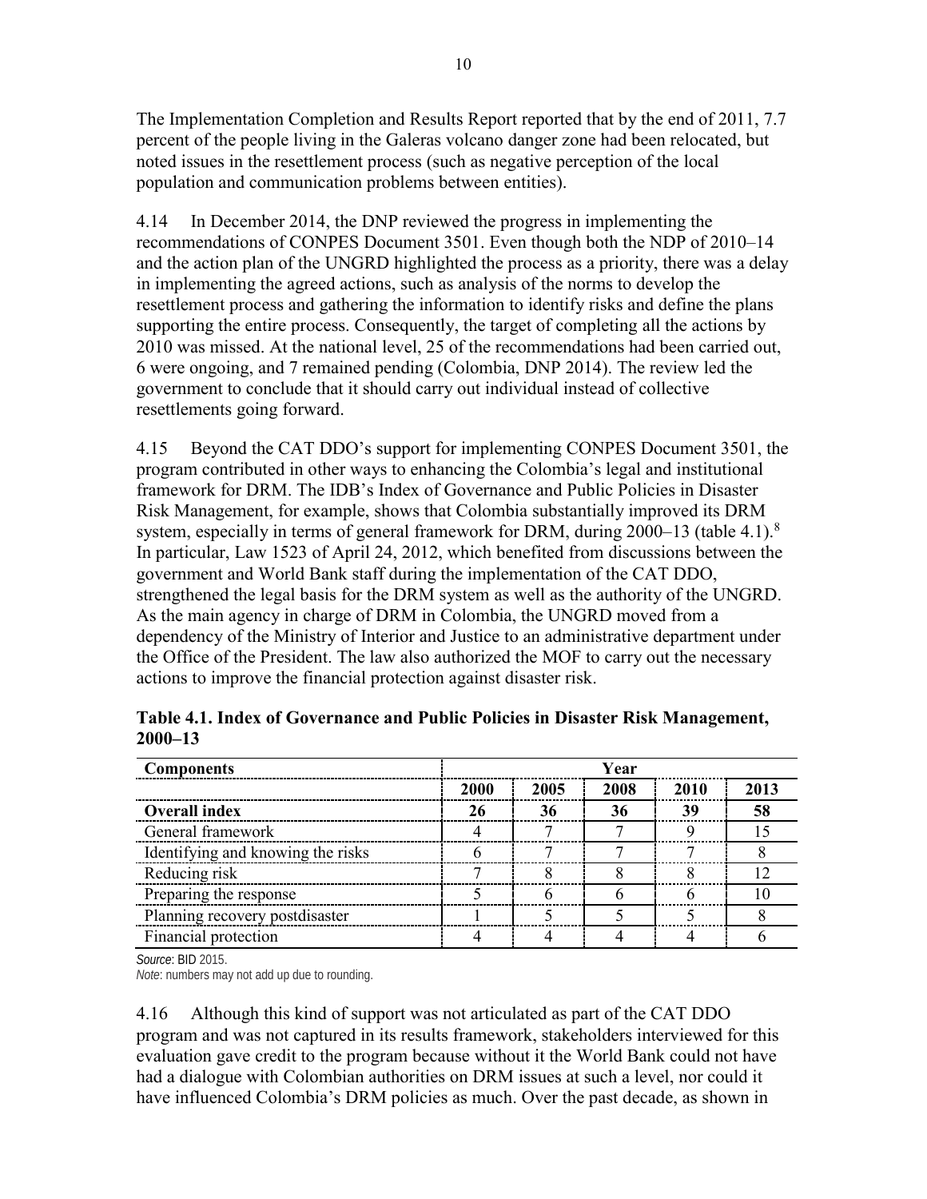The Implementation Completion and Results Report reported that by the end of 2011, 7.7 percent of the people living in the Galeras volcano danger zone had been relocated, but noted issues in the resettlement process (such as negative perception of the local population and communication problems between entities).

4.14 In December 2014, the DNP reviewed the progress in implementing the recommendations of CONPES Document 3501. Even though both the NDP of 2010–14 and the action plan of the UNGRD highlighted the process as a priority, there was a delay in implementing the agreed actions, such as analysis of the norms to develop the resettlement process and gathering the information to identify risks and define the plans supporting the entire process. Consequently, the target of completing all the actions by 2010 was missed. At the national level, 25 of the recommendations had been carried out, 6 were ongoing, and 7 remained pending (Colombia, DNP 2014). The review led the government to conclude that it should carry out individual instead of collective resettlements going forward.

4.15 Beyond the CAT DDO's support for implementing CONPES Document 3501, the program contributed in other ways to enhancing the Colombia's legal and institutional framework for DRM. The IDB's Index of Governance and Public Policies in Disaster Risk Management, for example, shows that Colombia substantially improved its DRM system, especially in terms of general framework for DRM, during 2000–13 (table 4.1).[8] In particular, Law 1523 of April 24, 2012, which benefited from discussions between the government and World Bank staff during the implementation of the CAT DDO, strengthened the legal basis for the DRM system as well as the authority of the UNGRD. As the main agency in charge of DRM in Colombia, the UNGRD moved from a dependency of the Ministry of Interior and Justice to an administrative department under the Office of the President. The law also authorized the MOF to carry out the necessary actions to improve the financial protection against disaster risk.

**Table 4.1. Index of Governance and Public Policies in Disaster Risk Management, 2000–13**

| Components | Year | | | | |
|---|---|---|---|---|---|
| | **2000** | **2005** | **2008** | **2010** | **2013** |
| **Overall index** | **26** | **36** | **36** | **39** | **58** |
| General framework | 4 | 7 | 7 | 9 | 15 |
| Identifying and knowing the risks | 6 | 7 | 7 | 7 | 8 |
| Reducing risk | 7 | 8 | 8 | 8 | 12 |
| Preparing the response | 5 | 6 | 6 | 6 | 10 |
| Planning recovery postdisaster | 1 | 5 | 5 | 5 | 8 |
| Financial protection | 4 | 4 | 4 | 4 | 6 |

*Source*: BID 2015.
*Note*: numbers may not add up due to rounding.

4.16 Although this kind of support was not articulated as part of the CAT DDO program and was not captured in its results framework, stakeholders interviewed for this evaluation gave credit to the program because without it the World Bank could not have had a dialogue with Colombian authorities on DRM issues at such a level, nor could it have influenced Colombia's DRM policies as much. Over the past decade, as shown in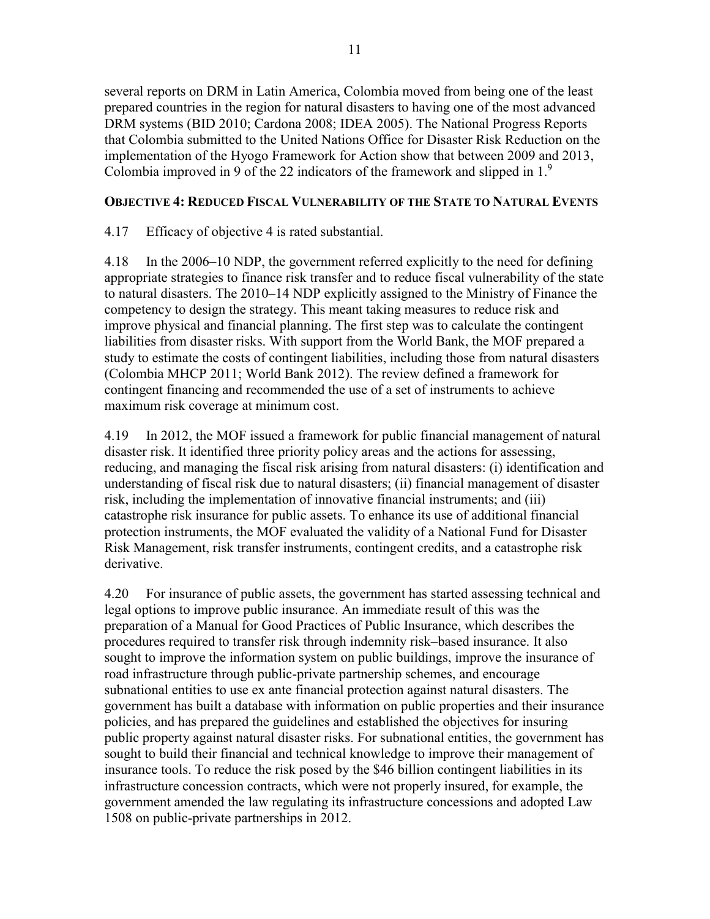several reports on DRM in Latin America, Colombia moved from being one of the least prepared countries in the region for natural disasters to having one of the most advanced DRM systems (BID 2010; Cardona 2008; IDEA 2005). The National Progress Reports that Colombia submitted to the United Nations Office for Disaster Risk Reduction on the implementation of the Hyogo Framework for Action show that between 2009 and 2013, Colombia improved in 9 of the 22 indicators of the framework and slipped in 1.[9]

### OBJECTIVE 4: REDUCED FISCAL VULNERABILITY OF THE STATE TO NATURAL EVENTS

4.17 Efficacy of objective 4 is rated substantial.

4.18 In the 2006–10 NDP, the government referred explicitly to the need for defining appropriate strategies to finance risk transfer and to reduce fiscal vulnerability of the state to natural disasters. The 2010–14 NDP explicitly assigned to the Ministry of Finance the competency to design the strategy. This meant taking measures to reduce risk and improve physical and financial planning. The first step was to calculate the contingent liabilities from disaster risks. With support from the World Bank, the MOF prepared a study to estimate the costs of contingent liabilities, including those from natural disasters (Colombia MHCP 2011; World Bank 2012). The review defined a framework for contingent financing and recommended the use of a set of instruments to achieve maximum risk coverage at minimum cost.

4.19 In 2012, the MOF issued a framework for public financial management of natural disaster risk. It identified three priority policy areas and the actions for assessing, reducing, and managing the fiscal risk arising from natural disasters: (i) identification and understanding of fiscal risk due to natural disasters; (ii) financial management of disaster risk, including the implementation of innovative financial instruments; and (iii) catastrophe risk insurance for public assets. To enhance its use of additional financial protection instruments, the MOF evaluated the validity of a National Fund for Disaster Risk Management, risk transfer instruments, contingent credits, and a catastrophe risk derivative.

4.20 For insurance of public assets, the government has started assessing technical and legal options to improve public insurance. An immediate result of this was the preparation of a Manual for Good Practices of Public Insurance, which describes the procedures required to transfer risk through indemnity risk–based insurance. It also sought to improve the information system on public buildings, improve the insurance of road infrastructure through public-private partnership schemes, and encourage subnational entities to use ex ante financial protection against natural disasters. The government has built a database with information on public properties and their insurance policies, and has prepared the guidelines and established the objectives for insuring public property against natural disaster risks. For subnational entities, the government has sought to build their financial and technical knowledge to improve their management of insurance tools. To reduce the risk posed by the $46 billion contingent liabilities in its infrastructure concession contracts, which were not properly insured, for example, the government amended the law regulating its infrastructure concessions and adopted Law 1508 on public-private partnerships in 2012.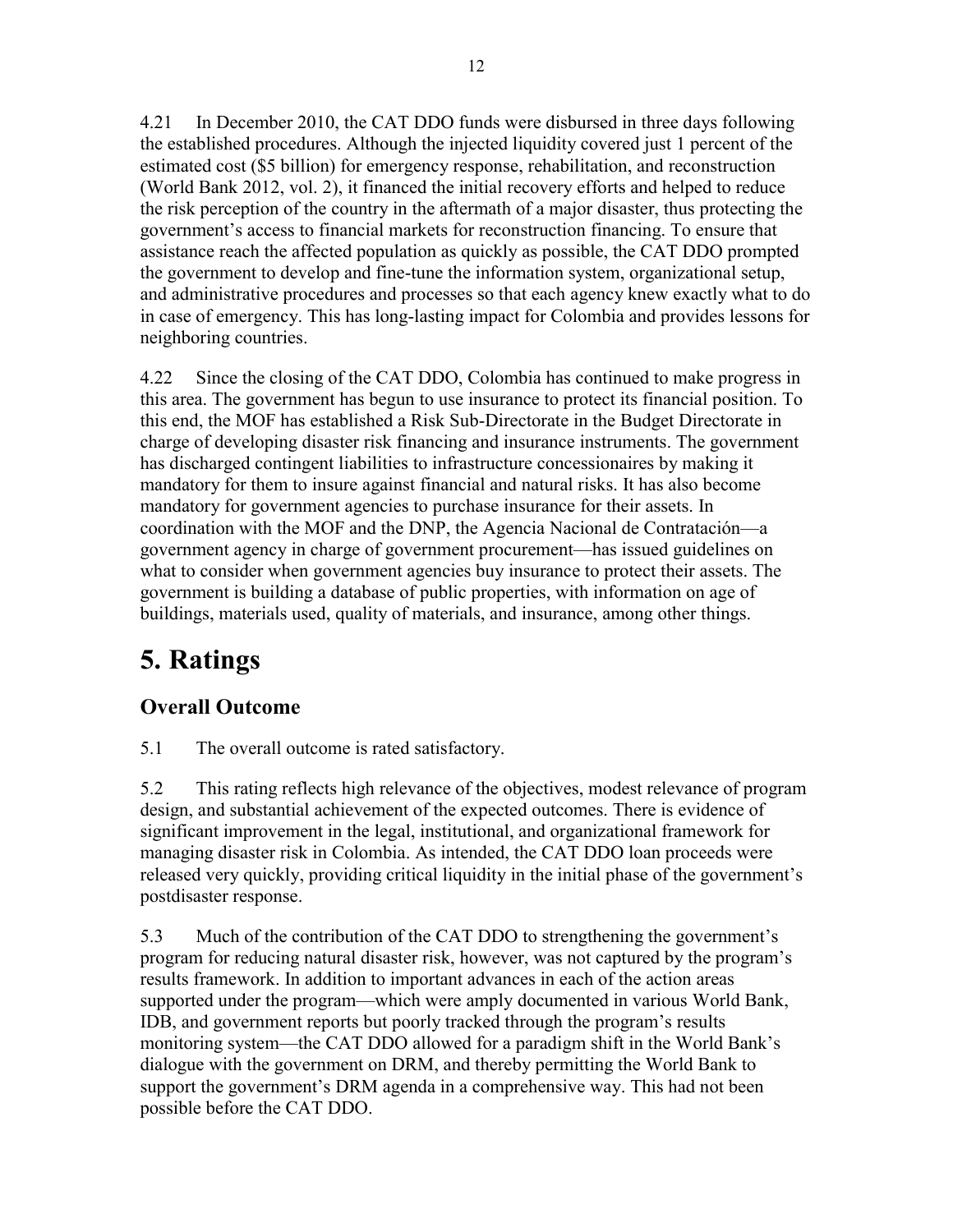4.21 In December 2010, the CAT DDO funds were disbursed in three days following the established procedures. Although the injected liquidity covered just 1 percent of the estimated cost ($5 billion) for emergency response, rehabilitation, and reconstruction (World Bank 2012, vol. 2), it financed the initial recovery efforts and helped to reduce the risk perception of the country in the aftermath of a major disaster, thus protecting the government's access to financial markets for reconstruction financing. To ensure that assistance reach the affected population as quickly as possible, the CAT DDO prompted the government to develop and fine-tune the information system, organizational setup, and administrative procedures and processes so that each agency knew exactly what to do in case of emergency. This has long-lasting impact for Colombia and provides lessons for neighboring countries.

4.22 Since the closing of the CAT DDO, Colombia has continued to make progress in this area. The government has begun to use insurance to protect its financial position. To this end, the MOF has established a Risk Sub-Directorate in the Budget Directorate in charge of developing disaster risk financing and insurance instruments. The government has discharged contingent liabilities to infrastructure concessionaires by making it mandatory for them to insure against financial and natural risks. It has also become mandatory for government agencies to purchase insurance for their assets. In coordination with the MOF and the DNP, the Agencia Nacional de Contratación—a government agency in charge of government procurement—has issued guidelines on what to consider when government agencies buy insurance to protect their assets. The government is building a database of public properties, with information on age of buildings, materials used, quality of materials, and insurance, among other things.

# 5. Ratings

## Overall Outcome

5.1 The overall outcome is rated satisfactory.

5.2 This rating reflects high relevance of the objectives, modest relevance of program design, and substantial achievement of the expected outcomes. There is evidence of significant improvement in the legal, institutional, and organizational framework for managing disaster risk in Colombia. As intended, the CAT DDO loan proceeds were released very quickly, providing critical liquidity in the initial phase of the government's postdisaster response.

5.3 Much of the contribution of the CAT DDO to strengthening the government's program for reducing natural disaster risk, however, was not captured by the program's results framework. In addition to important advances in each of the action areas supported under the program—which were amply documented in various World Bank, IDB, and government reports but poorly tracked through the program's results monitoring system—the CAT DDO allowed for a paradigm shift in the World Bank's dialogue with the government on DRM, and thereby permitting the World Bank to support the government's DRM agenda in a comprehensive way. This had not been possible before the CAT DDO.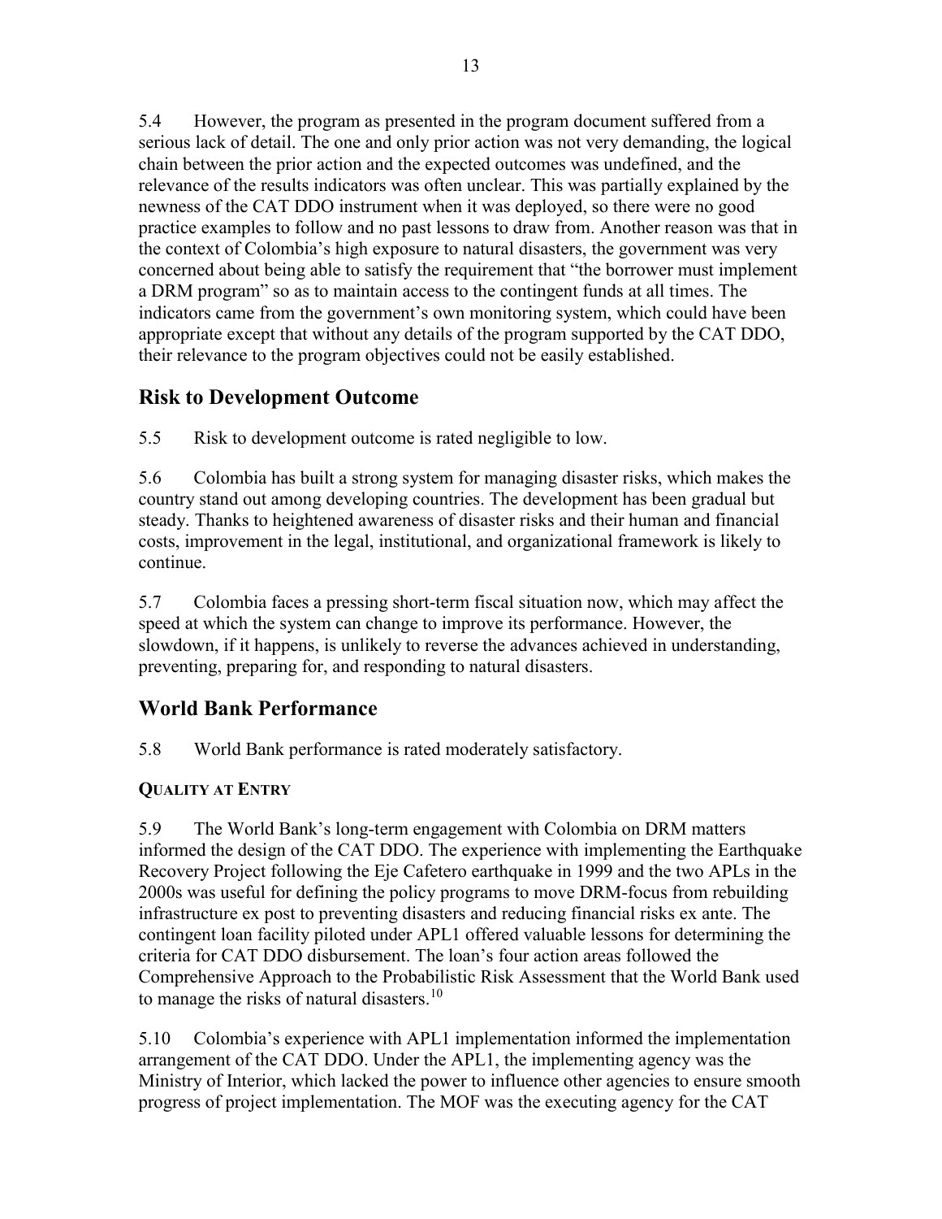5.4 However, the program as presented in the program document suffered from a serious lack of detail. The one and only prior action was not very demanding, the logical chain between the prior action and the expected outcomes was undefined, and the relevance of the results indicators was often unclear. This was partially explained by the newness of the CAT DDO instrument when it was deployed, so there were no good practice examples to follow and no past lessons to draw from. Another reason was that in the context of Colombia's high exposure to natural disasters, the government was very concerned about being able to satisfy the requirement that "the borrower must implement a DRM program" so as to maintain access to the contingent funds at all times. The indicators came from the government's own monitoring system, which could have been appropriate except that without any details of the program supported by the CAT DDO, their relevance to the program objectives could not be easily established.

## Risk to Development Outcome

5.5 Risk to development outcome is rated negligible to low.

5.6 Colombia has built a strong system for managing disaster risks, which makes the country stand out among developing countries. The development has been gradual but steady. Thanks to heightened awareness of disaster risks and their human and financial costs, improvement in the legal, institutional, and organizational framework is likely to continue.

5.7 Colombia faces a pressing short-term fiscal situation now, which may affect the speed at which the system can change to improve its performance. However, the slowdown, if it happens, is unlikely to reverse the advances achieved in understanding, preventing, preparing for, and responding to natural disasters.

## World Bank Performance

5.8 World Bank performance is rated moderately satisfactory.

### Quality at Entry

5.9 The World Bank's long-term engagement with Colombia on DRM matters informed the design of the CAT DDO. The experience with implementing the Earthquake Recovery Project following the Eje Cafetero earthquake in 1999 and the two APLs in the 2000s was useful for defining the policy programs to move DRM-focus from rebuilding infrastructure ex post to preventing disasters and reducing financial risks ex ante. The contingent loan facility piloted under APL1 offered valuable lessons for determining the criteria for CAT DDO disbursement. The loan's four action areas followed the Comprehensive Approach to the Probabilistic Risk Assessment that the World Bank used to manage the risks of natural disasters.[10]

5.10 Colombia's experience with APL1 implementation informed the implementation arrangement of the CAT DDO. Under the APL1, the implementing agency was the Ministry of Interior, which lacked the power to influence other agencies to ensure smooth progress of project implementation. The MOF was the executing agency for the CAT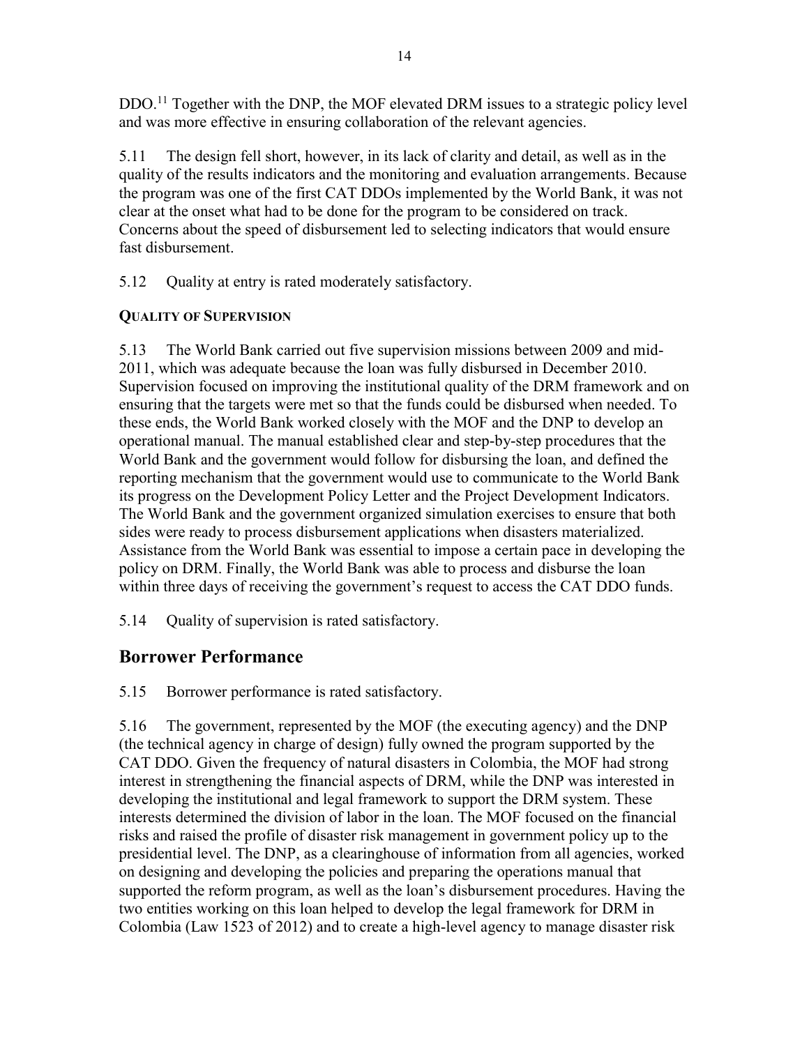DDO.[11] Together with the DNP, the MOF elevated DRM issues to a strategic policy level and was more effective in ensuring collaboration of the relevant agencies.

5.11 The design fell short, however, in its lack of clarity and detail, as well as in the quality of the results indicators and the monitoring and evaluation arrangements. Because the program was one of the first CAT DDOs implemented by the World Bank, it was not clear at the onset what had to be done for the program to be considered on track. Concerns about the speed of disbursement led to selecting indicators that would ensure fast disbursement.

5.12 Quality at entry is rated moderately satisfactory.

### QUALITY OF SUPERVISION

5.13 The World Bank carried out five supervision missions between 2009 and mid-2011, which was adequate because the loan was fully disbursed in December 2010. Supervision focused on improving the institutional quality of the DRM framework and on ensuring that the targets were met so that the funds could be disbursed when needed. To these ends, the World Bank worked closely with the MOF and the DNP to develop an operational manual. The manual established clear and step-by-step procedures that the World Bank and the government would follow for disbursing the loan, and defined the reporting mechanism that the government would use to communicate to the World Bank its progress on the Development Policy Letter and the Project Development Indicators. The World Bank and the government organized simulation exercises to ensure that both sides were ready to process disbursement applications when disasters materialized. Assistance from the World Bank was essential to impose a certain pace in developing the policy on DRM. Finally, the World Bank was able to process and disburse the loan within three days of receiving the government's request to access the CAT DDO funds.

5.14 Quality of supervision is rated satisfactory.

## Borrower Performance

5.15 Borrower performance is rated satisfactory.

5.16 The government, represented by the MOF (the executing agency) and the DNP (the technical agency in charge of design) fully owned the program supported by the CAT DDO. Given the frequency of natural disasters in Colombia, the MOF had strong interest in strengthening the financial aspects of DRM, while the DNP was interested in developing the institutional and legal framework to support the DRM system. These interests determined the division of labor in the loan. The MOF focused on the financial risks and raised the profile of disaster risk management in government policy up to the presidential level. The DNP, as a clearinghouse of information from all agencies, worked on designing and developing the policies and preparing the operations manual that supported the reform program, as well as the loan's disbursement procedures. Having the two entities working on this loan helped to develop the legal framework for DRM in Colombia (Law 1523 of 2012) and to create a high-level agency to manage disaster risk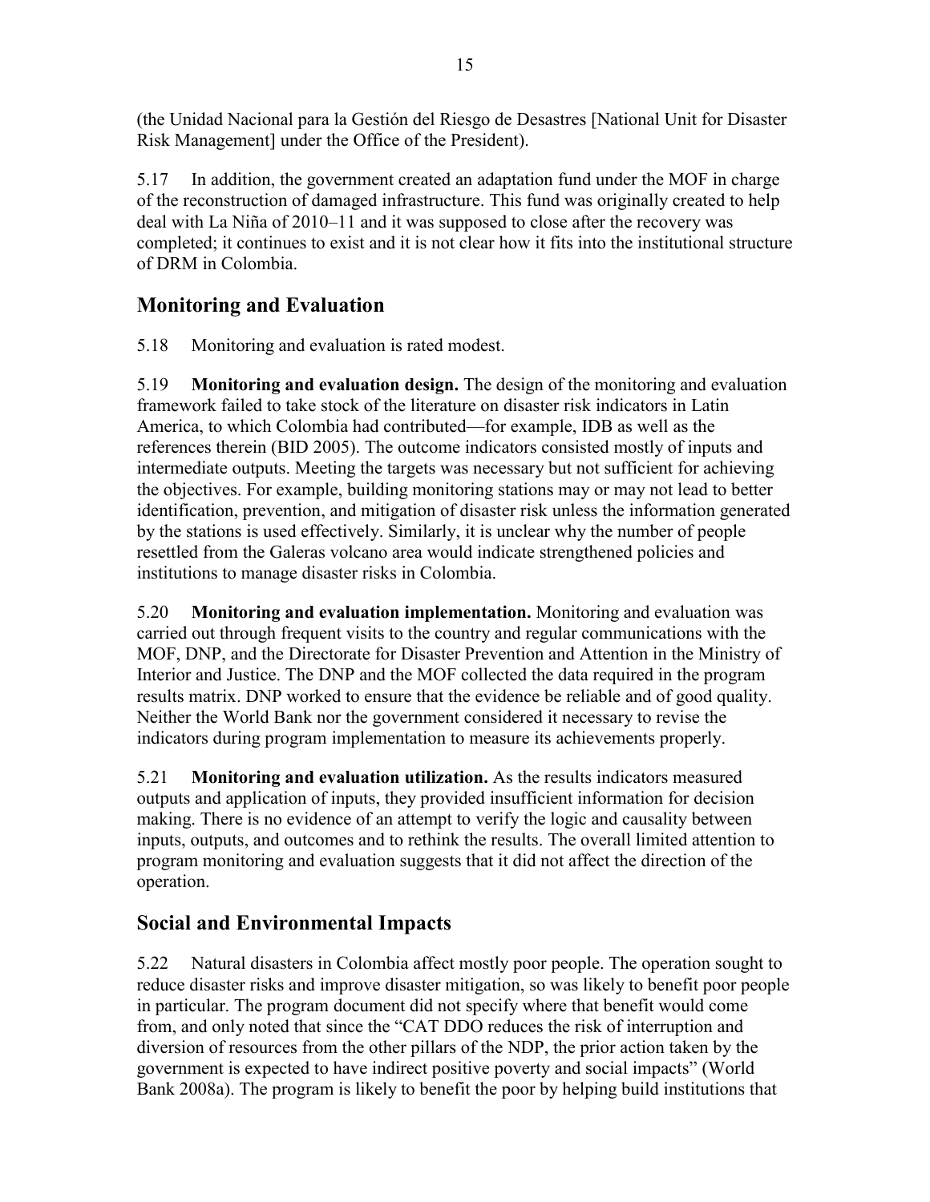(the Unidad Nacional para la Gestión del Riesgo de Desastres [National Unit for Disaster Risk Management] under the Office of the President).

5.17 In addition, the government created an adaptation fund under the MOF in charge of the reconstruction of damaged infrastructure. This fund was originally created to help deal with La Niña of 2010–11 and it was supposed to close after the recovery was completed; it continues to exist and it is not clear how it fits into the institutional structure of DRM in Colombia.

## Monitoring and Evaluation

5.18 Monitoring and evaluation is rated modest.

5.19 **Monitoring and evaluation design.** The design of the monitoring and evaluation framework failed to take stock of the literature on disaster risk indicators in Latin America, to which Colombia had contributed—for example, IDB as well as the references therein (BID 2005). The outcome indicators consisted mostly of inputs and intermediate outputs. Meeting the targets was necessary but not sufficient for achieving the objectives. For example, building monitoring stations may or may not lead to better identification, prevention, and mitigation of disaster risk unless the information generated by the stations is used effectively. Similarly, it is unclear why the number of people resettled from the Galeras volcano area would indicate strengthened policies and institutions to manage disaster risks in Colombia.

5.20 **Monitoring and evaluation implementation.** Monitoring and evaluation was carried out through frequent visits to the country and regular communications with the MOF, DNP, and the Directorate for Disaster Prevention and Attention in the Ministry of Interior and Justice. The DNP and the MOF collected the data required in the program results matrix. DNP worked to ensure that the evidence be reliable and of good quality. Neither the World Bank nor the government considered it necessary to revise the indicators during program implementation to measure its achievements properly.

5.21 **Monitoring and evaluation utilization.** As the results indicators measured outputs and application of inputs, they provided insufficient information for decision making. There is no evidence of an attempt to verify the logic and causality between inputs, outputs, and outcomes and to rethink the results. The overall limited attention to program monitoring and evaluation suggests that it did not affect the direction of the operation.

## Social and Environmental Impacts

5.22 Natural disasters in Colombia affect mostly poor people. The operation sought to reduce disaster risks and improve disaster mitigation, so was likely to benefit poor people in particular. The program document did not specify where that benefit would come from, and only noted that since the "CAT DDO reduces the risk of interruption and diversion of resources from the other pillars of the NDP, the prior action taken by the government is expected to have indirect positive poverty and social impacts" (World Bank 2008a). The program is likely to benefit the poor by helping build institutions that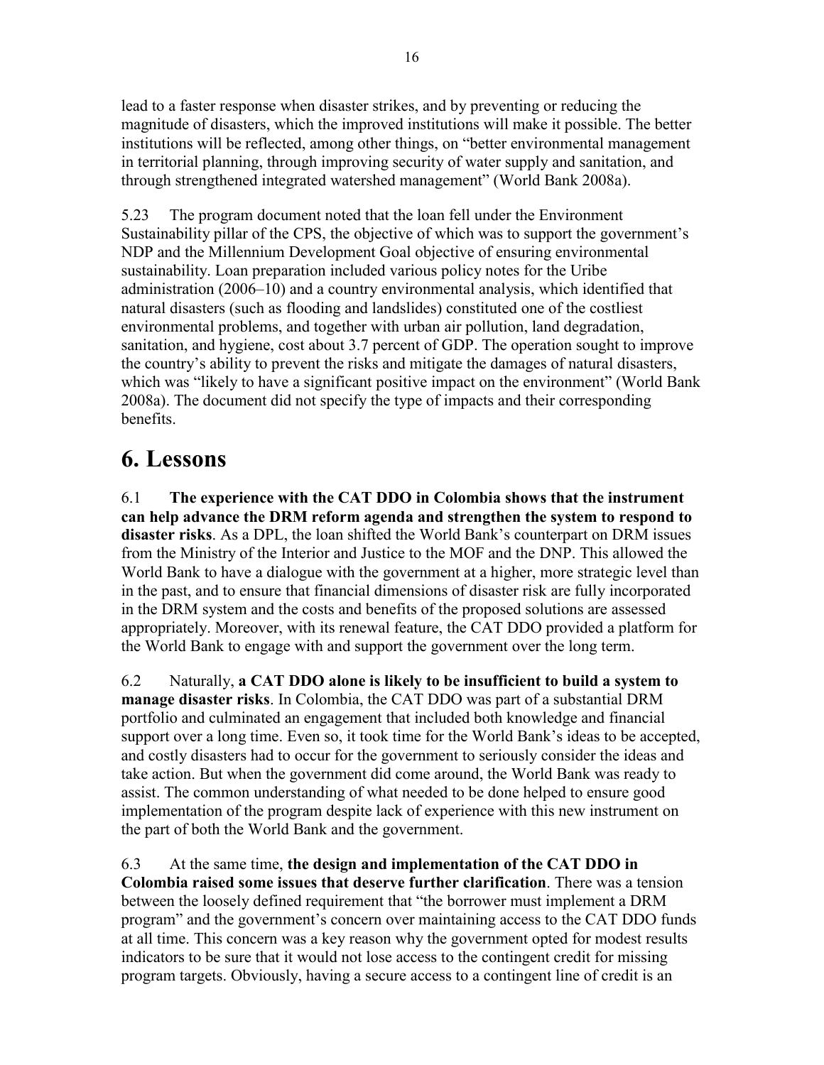lead to a faster response when disaster strikes, and by preventing or reducing the magnitude of disasters, which the improved institutions will make it possible. The better institutions will be reflected, among other things, on "better environmental management in territorial planning, through improving security of water supply and sanitation, and through strengthened integrated watershed management" (World Bank 2008a).

5.23 The program document noted that the loan fell under the Environment Sustainability pillar of the CPS, the objective of which was to support the government's NDP and the Millennium Development Goal objective of ensuring environmental sustainability. Loan preparation included various policy notes for the Uribe administration (2006–10) and a country environmental analysis, which identified that natural disasters (such as flooding and landslides) constituted one of the costliest environmental problems, and together with urban air pollution, land degradation, sanitation, and hygiene, cost about 3.7 percent of GDP. The operation sought to improve the country's ability to prevent the risks and mitigate the damages of natural disasters, which was "likely to have a significant positive impact on the environment" (World Bank 2008a). The document did not specify the type of impacts and their corresponding benefits.

# 6. Lessons

6.1 **The experience with the CAT DDO in Colombia shows that the instrument can help advance the DRM reform agenda and strengthen the system to respond to disaster risks**. As a DPL, the loan shifted the World Bank's counterpart on DRM issues from the Ministry of the Interior and Justice to the MOF and the DNP. This allowed the World Bank to have a dialogue with the government at a higher, more strategic level than in the past, and to ensure that financial dimensions of disaster risk are fully incorporated in the DRM system and the costs and benefits of the proposed solutions are assessed appropriately. Moreover, with its renewal feature, the CAT DDO provided a platform for the World Bank to engage with and support the government over the long term.

6.2 Naturally, **a CAT DDO alone is likely to be insufficient to build a system to manage disaster risks**. In Colombia, the CAT DDO was part of a substantial DRM portfolio and culminated an engagement that included both knowledge and financial support over a long time. Even so, it took time for the World Bank's ideas to be accepted, and costly disasters had to occur for the government to seriously consider the ideas and take action. But when the government did come around, the World Bank was ready to assist. The common understanding of what needed to be done helped to ensure good implementation of the program despite lack of experience with this new instrument on the part of both the World Bank and the government.

6.3 At the same time, **the design and implementation of the CAT DDO in Colombia raised some issues that deserve further clarification**. There was a tension between the loosely defined requirement that "the borrower must implement a DRM program" and the government's concern over maintaining access to the CAT DDO funds at all time. This concern was a key reason why the government opted for modest results indicators to be sure that it would not lose access to the contingent credit for missing program targets. Obviously, having a secure access to a contingent line of credit is an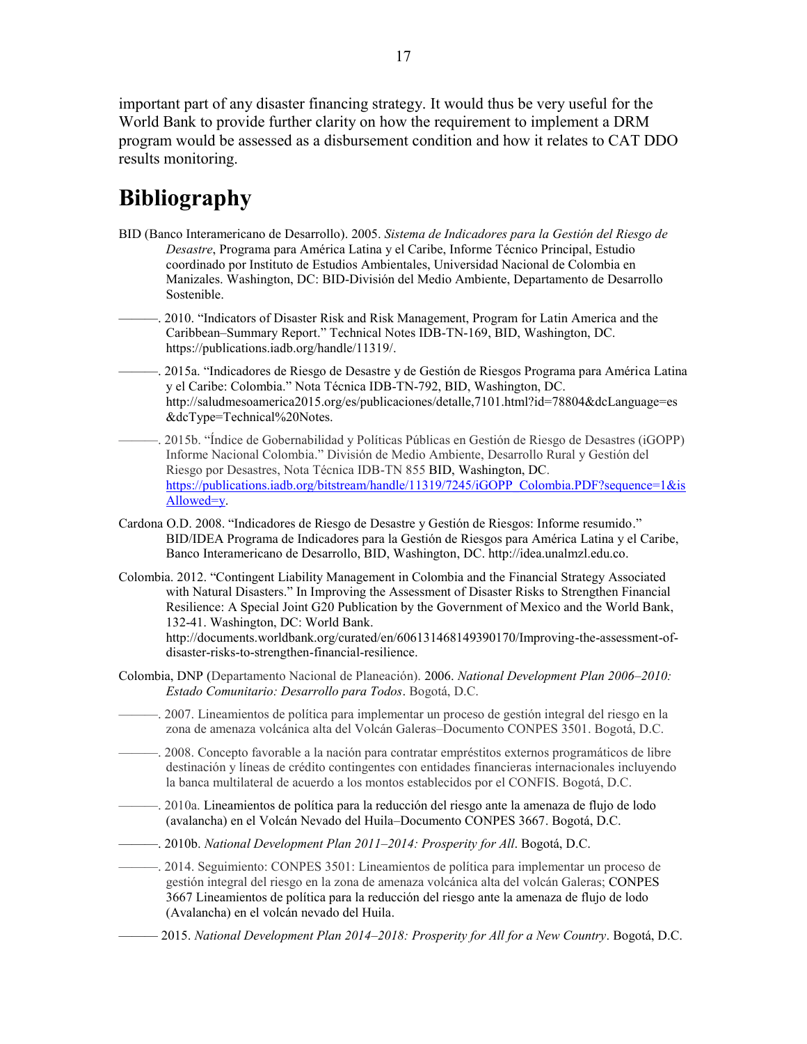important part of any disaster financing strategy. It would thus be very useful for the World Bank to provide further clarity on how the requirement to implement a DRM program would be assessed as a disbursement condition and how it relates to CAT DDO results monitoring.

# Bibliography

BID (Banco Interamericano de Desarrollo). 2005. *Sistema de Indicadores para la Gestión del Riesgo de Desastre*, Programa para América Latina y el Caribe, Informe Técnico Principal, Estudio coordinado por Instituto de Estudios Ambientales, Universidad Nacional de Colombia en Manizales. Washington, DC: BID-División del Medio Ambiente, Departamento de Desarrollo Sostenible.

———. 2010. "Indicators of Disaster Risk and Risk Management, Program for Latin America and the Caribbean–Summary Report." Technical Notes IDB-TN-169, BID, Washington, DC. https://publications.iadb.org/handle/11319/.

———. 2015a. "Indicadores de Riesgo de Desastre y de Gestión de Riesgos Programa para América Latina y el Caribe: Colombia." Nota Técnica IDB-TN-792, BID, Washington, DC. http://saludmesoamerica2015.org/es/publicaciones/detalle,7101.html?id=78804&dcLanguage=es&dcType=Technical%20Notes.

———. 2015b. "Índice de Gobernabilidad y Políticas Públicas en Gestión de Riesgo de Desastres (iGOPP) Informe Nacional Colombia." División de Medio Ambiente, Desarrollo Rural y Gestión del Riesgo por Desastres, Nota Técnica IDB-TN 855 BID, Washington, DC. https://publications.iadb.org/bitstream/handle/11319/7245/iGOPP_Colombia.PDF?sequence=1&isAllowed=y.

Cardona O.D. 2008. "Indicadores de Riesgo de Desastre y Gestión de Riesgos: Informe resumido." BID/IDEA Programa de Indicadores para la Gestión de Riesgos para América Latina y el Caribe, Banco Interamericano de Desarrollo, BID, Washington, DC. http://idea.unalmzl.edu.co.

Colombia. 2012. "Contingent Liability Management in Colombia and the Financial Strategy Associated with Natural Disasters." In Improving the Assessment of Disaster Risks to Strengthen Financial Resilience: A Special Joint G20 Publication by the Government of Mexico and the World Bank, 132-41. Washington, DC: World Bank. http://documents.worldbank.org/curated/en/606131468149390170/Improving-the-assessment-of-disaster-risks-to-strengthen-financial-resilience.

Colombia, DNP (Departamento Nacional de Planeación). 2006. *National Development Plan 2006–2010: Estado Comunitario: Desarrollo para Todos*. Bogotá, D.C.

———. 2007. Lineamientos de política para implementar un proceso de gestión integral del riesgo en la zona de amenaza volcánica alta del Volcán Galeras–Documento CONPES 3501. Bogotá, D.C.

———. 2008. Concepto favorable a la nación para contratar empréstitos externos programáticos de libre destinación y líneas de crédito contingentes con entidades financieras internacionales incluyendo la banca multilateral de acuerdo a los montos establecidos por el CONFIS. Bogotá, D.C.

———. 2010a. Lineamientos de política para la reducción del riesgo ante la amenaza de flujo de lodo (avalancha) en el Volcán Nevado del Huila–Documento CONPES 3667. Bogotá, D.C.

———. 2010b. *National Development Plan 2011–2014: Prosperity for All*. Bogotá, D.C.

———. 2014. Seguimiento: CONPES 3501: Lineamientos de política para implementar un proceso de gestión integral del riesgo en la zona de amenaza volcánica alta del volcán Galeras; CONPES 3667 Lineamientos de política para la reducción del riesgo ante la amenaza de flujo de lodo (Avalancha) en el volcán nevado del Huila.

——— 2015. *National Development Plan 2014–2018: Prosperity for All for a New Country*. Bogotá, D.C.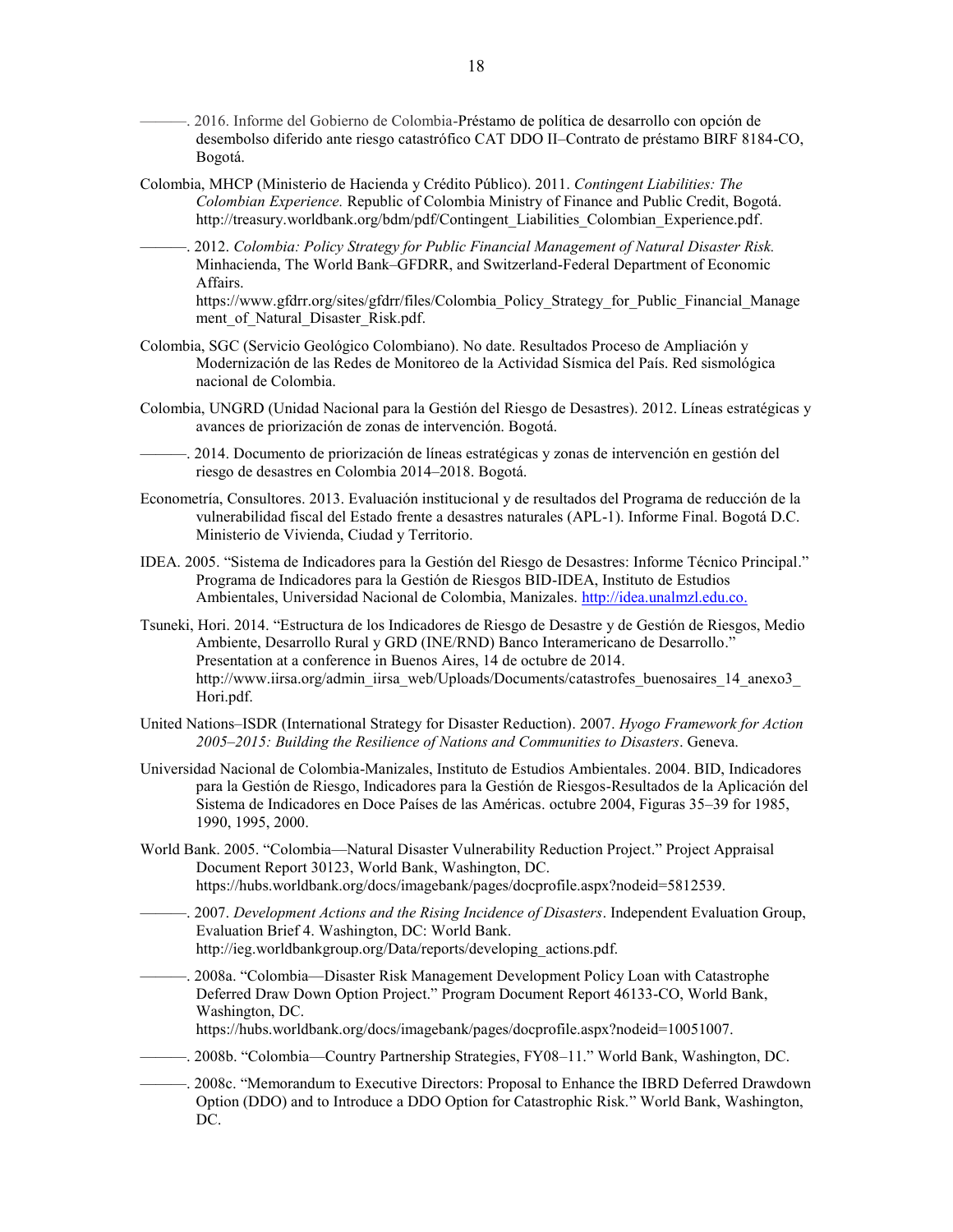———. 2016. Informe del Gobierno de Colombia-Préstamo de política de desarrollo con opción de desembolso diferido ante riesgo catastrófico CAT DDO II–Contrato de préstamo BIRF 8184-CO, Bogotá.

Colombia, MHCP (Ministerio de Hacienda y Crédito Público). 2011. *Contingent Liabilities: The Colombian Experience.* Republic of Colombia Ministry of Finance and Public Credit, Bogotá. http://treasury.worldbank.org/bdm/pdf/Contingent_Liabilities_Colombian_Experience.pdf.

———. 2012. *Colombia: Policy Strategy for Public Financial Management of Natural Disaster Risk.* Minhacienda, The World Bank–GFDRR, and Switzerland-Federal Department of Economic Affairs. https://www.gfdrr.org/sites/gfdrr/files/Colombia_Policy_Strategy_for_Public_Financial_Management_of_Natural_Disaster_Risk.pdf.

Colombia, SGC (Servicio Geológico Colombiano). No date. Resultados Proceso de Ampliación y Modernización de las Redes de Monitoreo de la Actividad Sísmica del País. Red sismológica nacional de Colombia.

Colombia, UNGRD (Unidad Nacional para la Gestión del Riesgo de Desastres). 2012. Líneas estratégicas y avances de priorización de zonas de intervención. Bogotá.

———. 2014. Documento de priorización de líneas estratégicas y zonas de intervención en gestión del riesgo de desastres en Colombia 2014–2018. Bogotá.

Econometría, Consultores. 2013. Evaluación institucional y de resultados del Programa de reducción de la vulnerabilidad fiscal del Estado frente a desastres naturales (APL-1). Informe Final. Bogotá D.C. Ministerio de Vivienda, Ciudad y Territorio.

IDEA. 2005. "Sistema de Indicadores para la Gestión del Riesgo de Desastres: Informe Técnico Principal." Programa de Indicadores para la Gestión de Riesgos BID-IDEA, Instituto de Estudios Ambientales, Universidad Nacional de Colombia, Manizales. http://idea.unalmzl.edu.co.

Tsuneki, Hori. 2014. "Estructura de los Indicadores de Riesgo de Desastre y de Gestión de Riesgos, Medio Ambiente, Desarrollo Rural y GRD (INE/RND) Banco Interamericano de Desarrollo." Presentation at a conference in Buenos Aires, 14 de octubre de 2014. http://www.iirsa.org/admin_iirsa_web/Uploads/Documents/catastrofes_buenosaires_14_anexo3_Hori.pdf.

United Nations–ISDR (International Strategy for Disaster Reduction). 2007. *Hyogo Framework for Action 2005–2015: Building the Resilience of Nations and Communities to Disasters*. Geneva.

Universidad Nacional de Colombia-Manizales, Instituto de Estudios Ambientales. 2004. BID, Indicadores para la Gestión de Riesgo, Indicadores para la Gestión de Riesgos-Resultados de la Aplicación del Sistema de Indicadores en Doce Países de las Américas. octubre 2004, Figuras 35–39 for 1985, 1990, 1995, 2000.

World Bank. 2005. "Colombia—Natural Disaster Vulnerability Reduction Project." Project Appraisal Document Report 30123, World Bank, Washington, DC. https://hubs.worldbank.org/docs/imagebank/pages/docprofile.aspx?nodeid=5812539.

———. 2007. *Development Actions and the Rising Incidence of Disasters*. Independent Evaluation Group, Evaluation Brief 4. Washington, DC: World Bank. http://ieg.worldbankgroup.org/Data/reports/developing_actions.pdf.

———. 2008a. "Colombia—Disaster Risk Management Development Policy Loan with Catastrophe Deferred Draw Down Option Project." Program Document Report 46133-CO, World Bank, Washington, DC. https://hubs.worldbank.org/docs/imagebank/pages/docprofile.aspx?nodeid=10051007.

———. 2008b. "Colombia—Country Partnership Strategies, FY08–11." World Bank, Washington, DC.

———. 2008c. "Memorandum to Executive Directors: Proposal to Enhance the IBRD Deferred Drawdown Option (DDO) and to Introduce a DDO Option for Catastrophic Risk." World Bank, Washington, DC.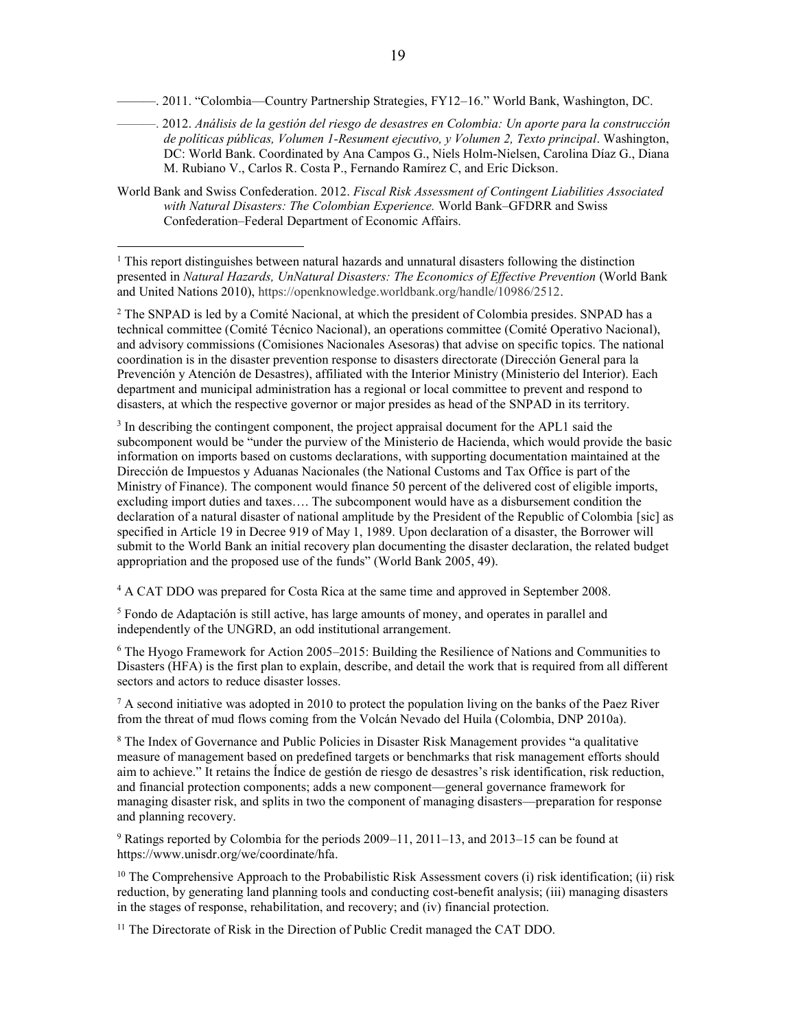———. 2011. "Colombia—Country Partnership Strategies, FY12–16." World Bank, Washington, DC.

———. 2012. *Análisis de la gestión del riesgo de desastres en Colombia: Un aporte para la construcción de políticas públicas, Volumen 1-Resument ejecutivo, y Volumen 2, Texto principal*. Washington, DC: World Bank. Coordinated by Ana Campos G., Niels Holm-Nielsen, Carolina Díaz G., Diana M. Rubiano V., Carlos R. Costa P., Fernando Ramírez C, and Eric Dickson.

World Bank and Swiss Confederation. 2012. *Fiscal Risk Assessment of Contingent Liabilities Associated with Natural Disasters: The Colombian Experience.* World Bank–GFDRR and Swiss Confederation–Federal Department of Economic Affairs.

---

[1] This report distinguishes between natural hazards and unnatural disasters following the distinction presented in *Natural Hazards, UnNatural Disasters: The Economics of Effective Prevention* (World Bank and United Nations 2010), https://openknowledge.worldbank.org/handle/10986/2512.

[2] The SNPAD is led by a Comité Nacional, at which the president of Colombia presides. SNPAD has a technical committee (Comité Técnico Nacional), an operations committee (Comité Operativo Nacional), and advisory commissions (Comisiones Nacionales Asesoras) that advise on specific topics. The national coordination is in the disaster prevention response to disasters directorate (Dirección General para la Prevención y Atención de Desastres), affiliated with the Interior Ministry (Ministerio del Interior). Each department and municipal administration has a regional or local committee to prevent and respond to disasters, at which the respective governor or major presides as head of the SNPAD in its territory.

[3] In describing the contingent component, the project appraisal document for the APL1 said the subcomponent would be "under the purview of the Ministerio de Hacienda, which would provide the basic information on imports based on customs declarations, with supporting documentation maintained at the Dirección de Impuestos y Aduanas Nacionales (the National Customs and Tax Office is part of the Ministry of Finance). The component would finance 50 percent of the delivered cost of eligible imports, excluding import duties and taxes…. The subcomponent would have as a disbursement condition the declaration of a natural disaster of national amplitude by the President of the Republic of Colombia [sic] as specified in Article 19 in Decree 919 of May 1, 1989. Upon declaration of a disaster, the Borrower will submit to the World Bank an initial recovery plan documenting the disaster declaration, the related budget appropriation and the proposed use of the funds" (World Bank 2005, 49).

[4] A CAT DDO was prepared for Costa Rica at the same time and approved in September 2008.

[5] Fondo de Adaptación is still active, has large amounts of money, and operates in parallel and independently of the UNGRD, an odd institutional arrangement.

[6] The Hyogo Framework for Action 2005–2015: Building the Resilience of Nations and Communities to Disasters (HFA) is the first plan to explain, describe, and detail the work that is required from all different sectors and actors to reduce disaster losses.

[7] A second initiative was adopted in 2010 to protect the population living on the banks of the Paez River from the threat of mud flows coming from the Volcán Nevado del Huila (Colombia, DNP 2010a).

[8] The Index of Governance and Public Policies in Disaster Risk Management provides "a qualitative measure of management based on predefined targets or benchmarks that risk management efforts should aim to achieve." It retains the Índice de gestión de riesgo de desastres's risk identification, risk reduction, and financial protection components; adds a new component—general governance framework for managing disaster risk, and splits in two the component of managing disasters—preparation for response and planning recovery.

[9] Ratings reported by Colombia for the periods 2009–11, 2011–13, and 2013–15 can be found at https://www.unisdr.org/we/coordinate/hfa.

[10] The Comprehensive Approach to the Probabilistic Risk Assessment covers (i) risk identification; (ii) risk reduction, by generating land planning tools and conducting cost-benefit analysis; (iii) managing disasters in the stages of response, rehabilitation, and recovery; and (iv) financial protection.

[11] The Directorate of Risk in the Direction of Public Credit managed the CAT DDO.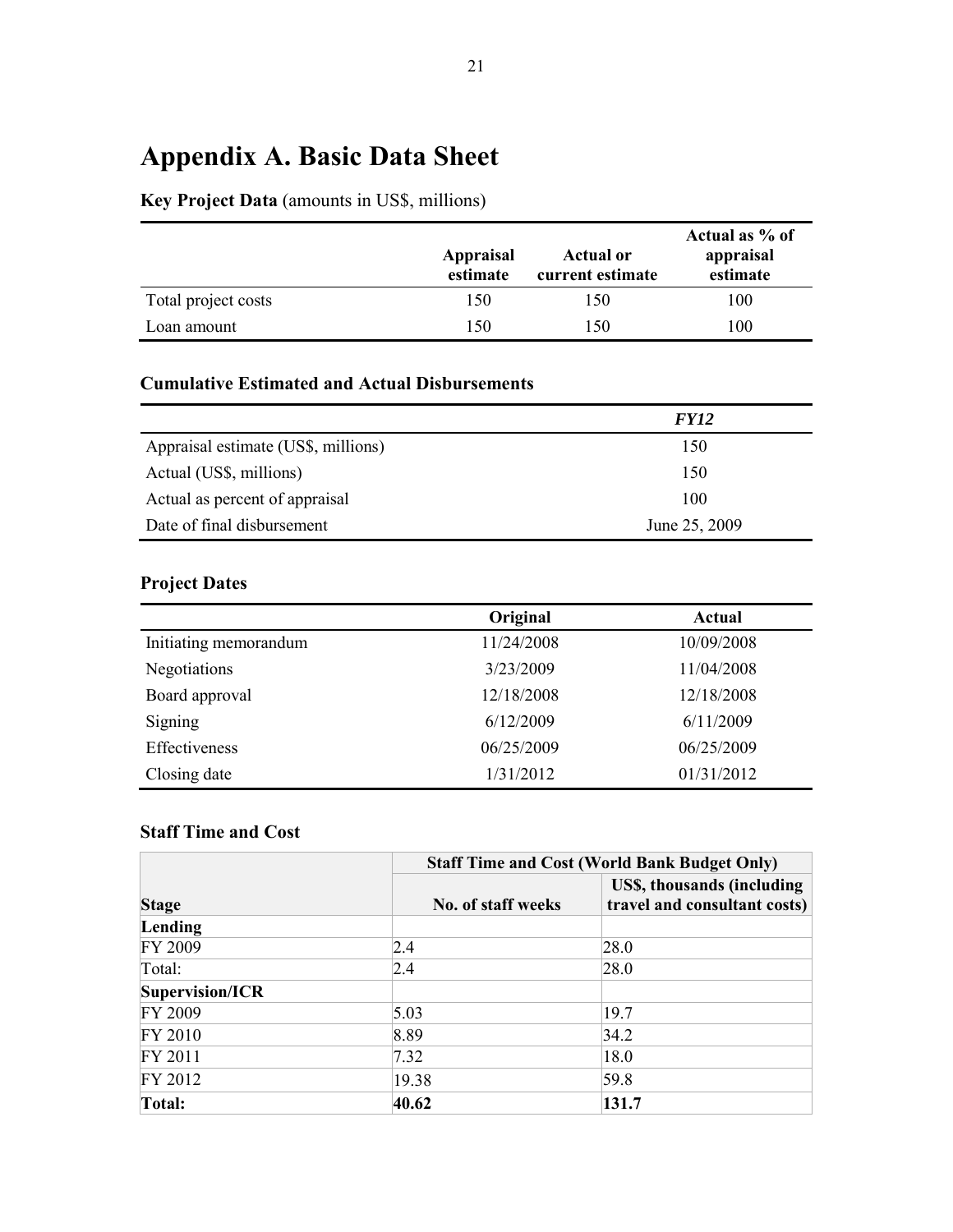# Appendix A. Basic Data Sheet

**Key Project Data** (amounts in US$, millions)

| | Appraisal estimate | Actual or current estimate | Actual as % of appraisal estimate |
|---|---|---|---|
| Total project costs | 150 | 150 | 100 |
| Loan amount | 150 | 150 | 100 |

### Cumulative Estimated and Actual Disbursements

| | *FY12* |
|---|---|
| Appraisal estimate (US$, millions) | 150 |
| Actual (US$, millions) | 150 |
| Actual as percent of appraisal | 100 |
| Date of final disbursement | June 25, 2009 |

### Project Dates

| | Original | Actual |
|---|---|---|
| Initiating memorandum | 11/24/2008 | 10/09/2008 |
| Negotiations | 3/23/2009 | 11/04/2008 |
| Board approval | 12/18/2008 | 12/18/2008 |
| Signing | 6/12/2009 | 6/11/2009 |
| Effectiveness | 06/25/2009 | 06/25/2009 |
| Closing date | 1/31/2012 | 01/31/2012 |

### Staff Time and Cost

| | Staff Time and Cost (World Bank Budget Only) | |
|---|---|---|
| **Stage** | **No. of staff weeks** | **US$, thousands (including travel and consultant costs)** |
| **Lending** | | |
| FY 2009 | 2.4 | 28.0 |
| Total: | 2.4 | 28.0 |
| **Supervision/ICR** | | |
| FY 2009 | 5.03 | 19.7 |
| FY 2010 | 8.89 | 34.2 |
| FY 2011 | 7.32 | 18.0 |
| FY 2012 | 19.38 | 59.8 |
| **Total:** | **40.62** | **131.7** |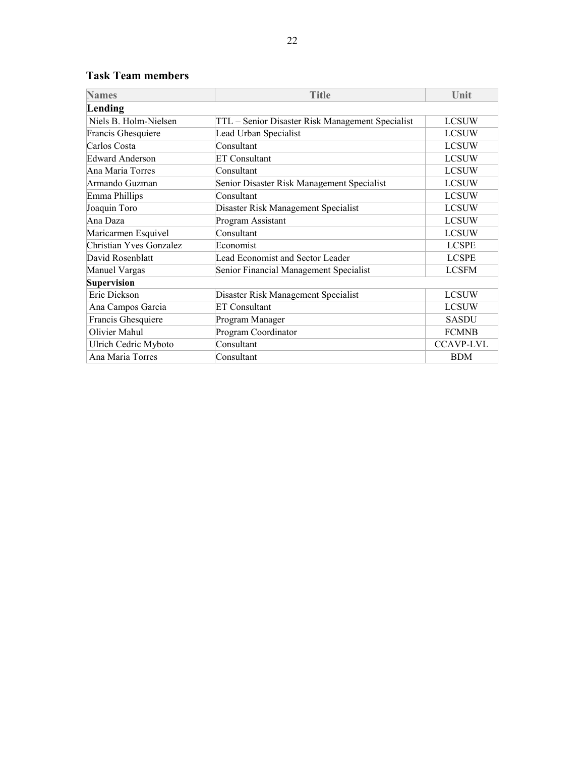## Task Team members

| Names | Title | Unit |
|---|---|---|
| **Lending** | | |
| Niels B. Holm-Nielsen | TTL – Senior Disaster Risk Management Specialist | LCSUW |
| Francis Ghesquiere | Lead Urban Specialist | LCSUW |
| Carlos Costa | Consultant | LCSUW |
| Edward Anderson | ET Consultant | LCSUW |
| Ana Maria Torres | Consultant | LCSUW |
| Armando Guzman | Senior Disaster Risk Management Specialist | LCSUW |
| Emma Phillips | Consultant | LCSUW |
| Joaquin Toro | Disaster Risk Management Specialist | LCSUW |
| Ana Daza | Program Assistant | LCSUW |
| Maricarmen Esquivel | Consultant | LCSUW |
| Christian Yves Gonzalez | Economist | LCSPE |
| David Rosenblatt | Lead Economist and Sector Leader | LCSPE |
| Manuel Vargas | Senior Financial Management Specialist | LCSFM |
| **Supervision** | | |
| Eric Dickson | Disaster Risk Management Specialist | LCSUW |
| Ana Campos Garcia | ET Consultant | LCSUW |
| Francis Ghesquiere | Program Manager | SASDU |
| Olivier Mahul | Program Coordinator | FCMNB |
| Ulrich Cedric Myboto | Consultant | CCAVP-LVL |
| Ana Maria Torres | Consultant | BDM |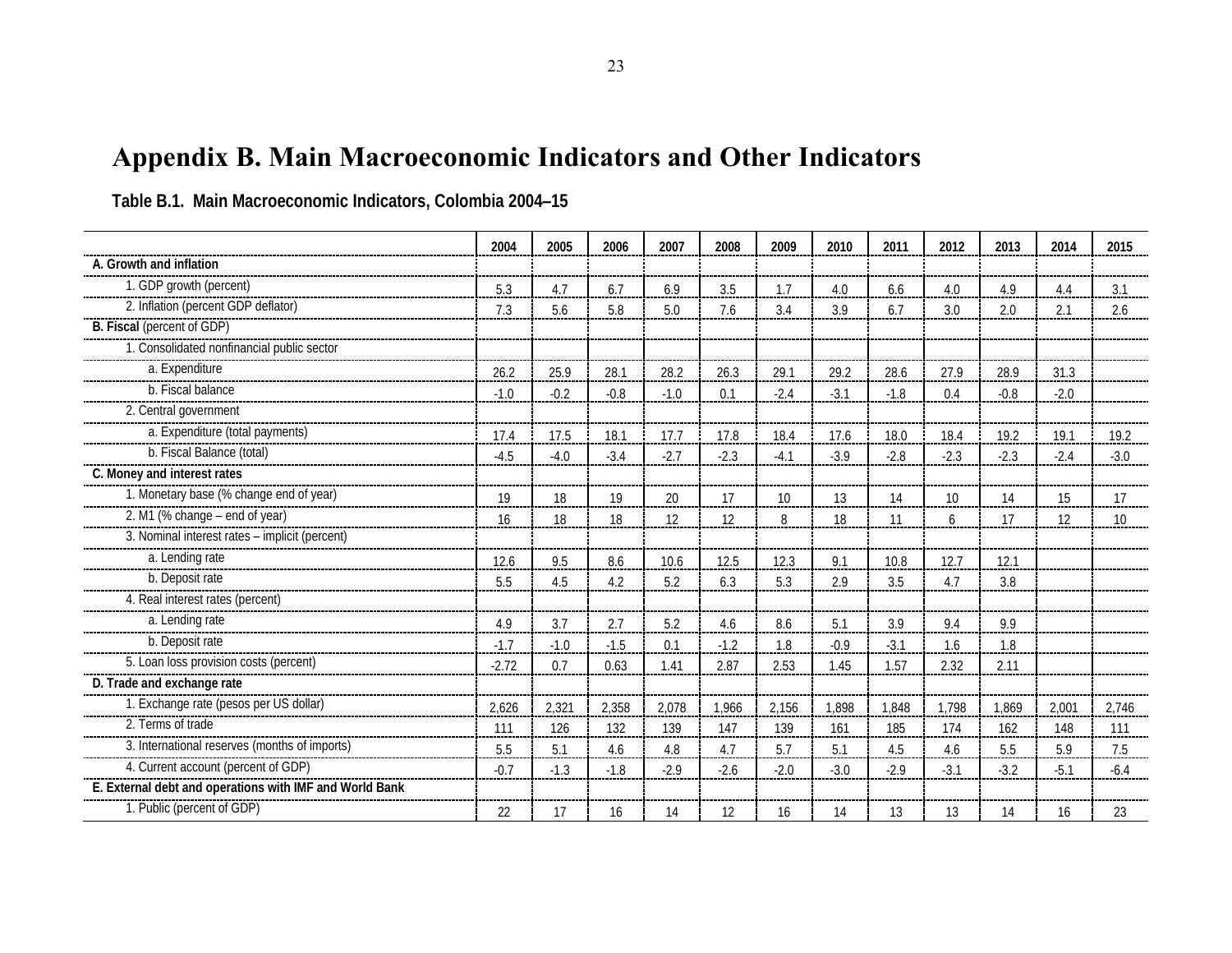# Appendix B. Main Macroeconomic Indicators and Other Indicators

**Table B.1. Main Macroeconomic Indicators, Colombia 2004–15**

| | 2004 | 2005 | 2006 | 2007 | 2008 | 2009 | 2010 | 2011 | 2012 | 2013 | 2014 | 2015 |
|---|---|---|---|---|---|---|---|---|---|---|---|---|
| **A. Growth and inflation** | | | | | | | | | | | | |
| 1. GDP growth (percent) | 5.3 | 4.7 | 6.7 | 6.9 | 3.5 | 1.7 | 4.0 | 6.6 | 4.0 | 4.9 | 4.4 | 3.1 |
| 2. Inflation (percent GDP deflator) | 7.3 | 5.6 | 5.8 | 5.0 | 7.6 | 3.4 | 3.9 | 6.7 | 3.0 | 2.0 | 2.1 | 2.6 |
| **B. Fiscal** (percent of GDP) | | | | | | | | | | | | |
| 1. Consolidated nonfinancial public sector | | | | | | | | | | | | |
| a. Expenditure | 26.2 | 25.9 | 28.1 | 28.2 | 26.3 | 29.1 | 29.2 | 28.6 | 27.9 | 28.9 | 31.3 | |
| b. Fiscal balance | -1.0 | -0.2 | -0.8 | -1.0 | 0.1 | -2.4 | -3.1 | -1.8 | 0.4 | -0.8 | -2.0 | |
| 2. Central government | | | | | | | | | | | | |
| a. Expenditure (total payments) | 17.4 | 17.5 | 18.1 | 17.7 | 17.8 | 18.4 | 17.6 | 18.0 | 18.4 | 19.2 | 19.1 | 19.2 |
| b. Fiscal Balance (total) | -4.5 | -4.0 | -3.4 | -2.7 | -2.3 | -4.1 | -3.9 | -2.8 | -2.3 | -2.3 | -2.4 | -3.0 |
| **C. Money and interest rates** | | | | | | | | | | | | |
| 1. Monetary base (% change end of year) | 19 | 18 | 19 | 20 | 17 | 10 | 13 | 14 | 10 | 14 | 15 | 17 |
| 2. M1 (% change – end of year) | 16 | 18 | 18 | 12 | 12 | 8 | 18 | 11 | 6 | 17 | 12 | 10 |
| 3. Nominal interest rates – implicit (percent) | | | | | | | | | | | | |
| a. Lending rate | 12.6 | 9.5 | 8.6 | 10.6 | 12.5 | 12.3 | 9.1 | 10.8 | 12.7 | 12.1 | | |
| b. Deposit rate | 5.5 | 4.5 | 4.2 | 5.2 | 6.3 | 5.3 | 2.9 | 3.5 | 4.7 | 3.8 | | |
| 4. Real interest rates (percent) | | | | | | | | | | | | |
| a. Lending rate | 4.9 | 3.7 | 2.7 | 5.2 | 4.6 | 8.6 | 5.1 | 3.9 | 9.4 | 9.9 | | |
| b. Deposit rate | -1.7 | -1.0 | -1.5 | 0.1 | -1.2 | 1.8 | -0.9 | -3.1 | 1.6 | 1.8 | | |
| 5. Loan loss provision costs (percent) | -2.72 | 0.7 | 0.63 | 1.41 | 2.87 | 2.53 | 1.45 | 1.57 | 2.32 | 2.11 | | |
| **D. Trade and exchange rate** | | | | | | | | | | | | |
| 1. Exchange rate (pesos per US dollar) | 2,626 | 2,321 | 2,358 | 2,078 | 1,966 | 2,156 | 1,898 | 1,848 | 1,798 | 1,869 | 2,001 | 2,746 |
| 2. Terms of trade | 111 | 126 | 132 | 139 | 147 | 139 | 161 | 185 | 174 | 162 | 148 | 111 |
| 3. International reserves (months of imports) | 5.5 | 5.1 | 4.6 | 4.8 | 4.7 | 5.7 | 5.1 | 4.5 | 4.6 | 5.5 | 5.9 | 7.5 |
| 4. Current account (percent of GDP) | -0.7 | -1.3 | -1.8 | -2.9 | -2.6 | -2.0 | -3.0 | -2.9 | -3.1 | -3.2 | -5.1 | -6.4 |
| **E. External debt and operations with IMF and World Bank** | | | | | | | | | | | | |
| 1. Public (percent of GDP) | 22 | 17 | 16 | 14 | 12 | 16 | 14 | 13 | 13 | 14 | 16 | 23 |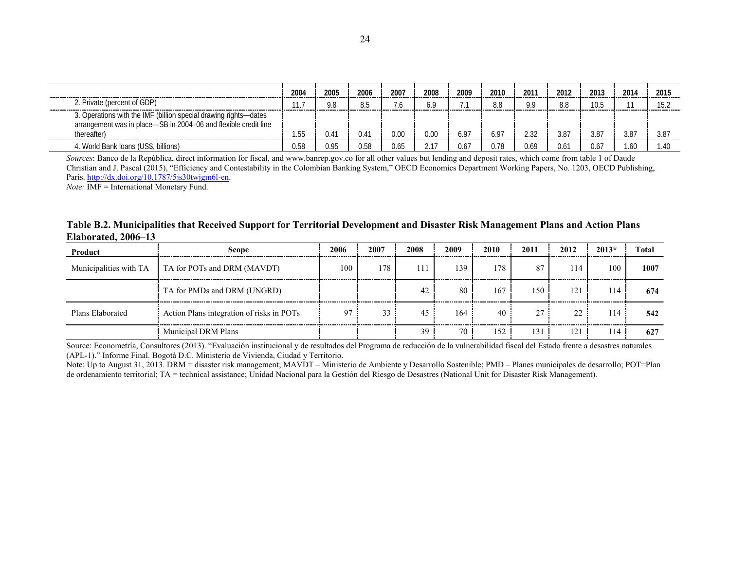| | 2004 | 2005 | 2006 | 2007 | 2008 | 2009 | 2010 | 2011 | 2012 | 2013 | 2014 | 2015 |
|---|---|---|---|---|---|---|---|---|---|---|---|---|
| 2. Private (percent of GDP) | 11.7 | 9.8 | 8.5 | 7.6 | 6.9 | 7.1 | 8.8 | 9.9 | 8.8 | 10.5 | 11 | 15.2 |
| 3. Operations with the IMF (billion special drawing rights—dates arrangement was in place—SB in 2004–06 and flexible credit line thereafter) | 1.55 | 0.41 | 0.41 | 0.00 | 0.00 | 6.97 | 6.97 | 2.32 | 3.87 | 3.87 | 3.87 | 3.87 |
| 4. World Bank loans (US$, billions) | 0.58 | 0.95 | 0.58 | 0.65 | 2.17 | 0.67 | 0.78 | 0.69 | 0.61 | 0.67 | 1.60 | 1.40 |

*Sources*: Banco de la República, direct information for fiscal, and www.banrep.gov.co for all other values but lending and deposit rates, which come from table 1 of Daude Christian and J. Pascal (2015), "Efficiency and Contestability in the Colombian Banking System," OECD Economics Department Working Papers, No. 1203, OECD Publishing, Paris. http://dx.doi.org/10.1787/5js30twjgm6l-en.

*Note:* IMF = International Monetary Fund.

**Table B.2. Municipalities that Received Support for Territorial Development and Disaster Risk Management Plans and Action Plans Elaborated, 2006–13**

| Product | Scope | 2006 | 2007 | 2008 | 2009 | 2010 | 2011 | 2012 | 2013* | Total |
|---|---|---|---|---|---|---|---|---|---|---|
| Municipalities with TA | TA for POTs and DRM (MAVDT) | 100 | 178 | 111 | 139 | 178 | 87 | 114 | 100 | **1007** |
| | TA for PMDs and DRM (UNGRD) | | | 42 | 80 | 167 | 150 | 121 | 114 | **674** |
| Plans Elaborated | Action Plans integration of risks in POTs | 97 | 33 | 45 | 164 | 40 | 27 | 22 | 114 | **542** |
| | Municipal DRM Plans | | | 39 | 70 | 152 | 131 | 121 | 114 | **627** |

Source: Econometría, Consultores (2013). "Evaluación institucional y de resultados del Programa de reducción de la vulnerabilidad fiscal del Estado frente a desastres naturales (APL-1)." Informe Final. Bogotá D.C. Ministerio de Vivienda, Ciudad y Territorio.

Note: Up to August 31, 2013. DRM = disaster risk management; MAVDT – Ministerio de Ambiente y Desarrollo Sostenible; PMD – Planes municipales de desarrollo; POT=Plan de ordenamiento territorial; TA = technical assistance; Unidad Nacional para la Gestión del Riesgo de Desastres (National Unit for Disaster Risk Management).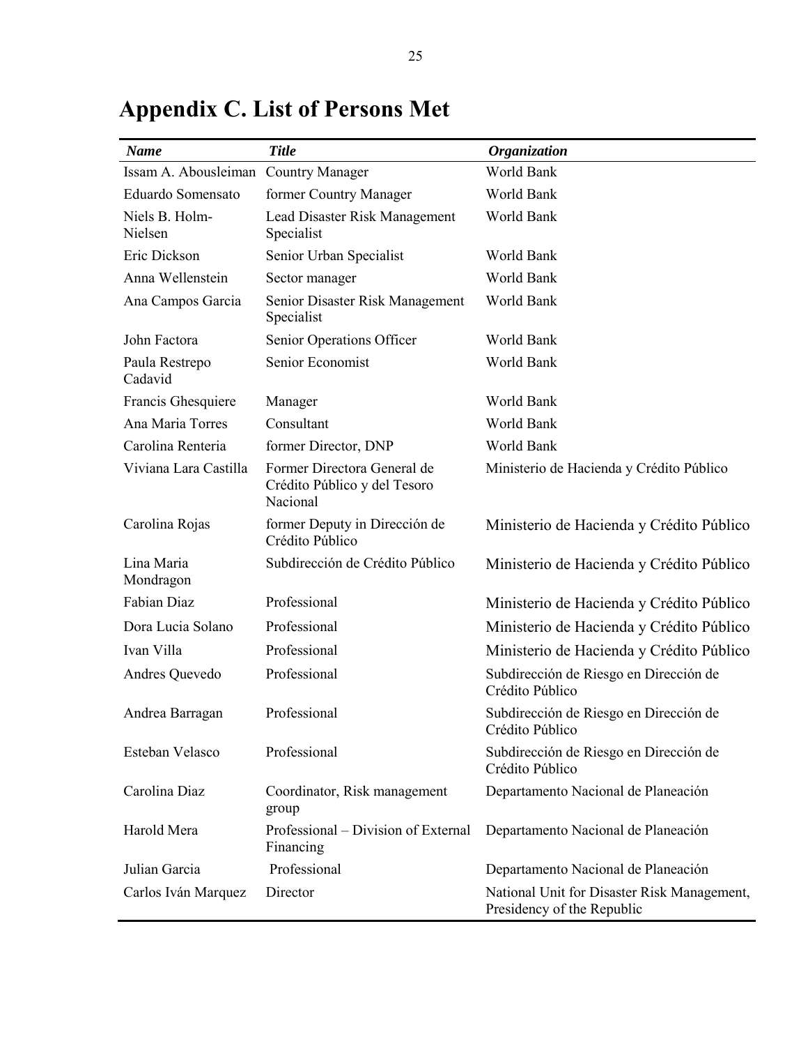# Appendix C. List of Persons Met

| ***Name*** | ***Title*** | ***Organization*** |
|---|---|---|
| Issam A. Abousleiman | Country Manager | World Bank |
| Eduardo Somensato | former Country Manager | World Bank |
| Niels B. Holm-Nielsen | Lead Disaster Risk Management Specialist | World Bank |
| Eric Dickson | Senior Urban Specialist | World Bank |
| Anna Wellenstein | Sector manager | World Bank |
| Ana Campos Garcia | Senior Disaster Risk Management Specialist | World Bank |
| John Factora | Senior Operations Officer | World Bank |
| Paula Restrepo Cadavid | Senior Economist | World Bank |
| Francis Ghesquiere | Manager | World Bank |
| Ana Maria Torres | Consultant | World Bank |
| Carolina Renteria | former Director, DNP | World Bank |
| Viviana Lara Castilla | Former Directora General de Crédito Público y del Tesoro Nacional | Ministerio de Hacienda y Crédito Público |
| Carolina Rojas | former Deputy in Dirección de Crédito Público | Ministerio de Hacienda y Crédito Público |
| Lina Maria Mondragon | Subdirección de Crédito Público | Ministerio de Hacienda y Crédito Público |
| Fabian Diaz | Professional | Ministerio de Hacienda y Crédito Público |
| Dora Lucia Solano | Professional | Ministerio de Hacienda y Crédito Público |
| Ivan Villa | Professional | Ministerio de Hacienda y Crédito Público |
| Andres Quevedo | Professional | Subdirección de Riesgo en Dirección de Crédito Público |
| Andrea Barragan | Professional | Subdirección de Riesgo en Dirección de Crédito Público |
| Esteban Velasco | Professional | Subdirección de Riesgo en Dirección de Crédito Público |
| Carolina Diaz | Coordinator, Risk management group | Departamento Nacional de Planeación |
| Harold Mera | Professional – Division of External Financing | Departamento Nacional de Planeación |
| Julian Garcia | Professional | Departamento Nacional de Planeación |
| Carlos Iván Marquez | Director | National Unit for Disaster Risk Management, Presidency of the Republic |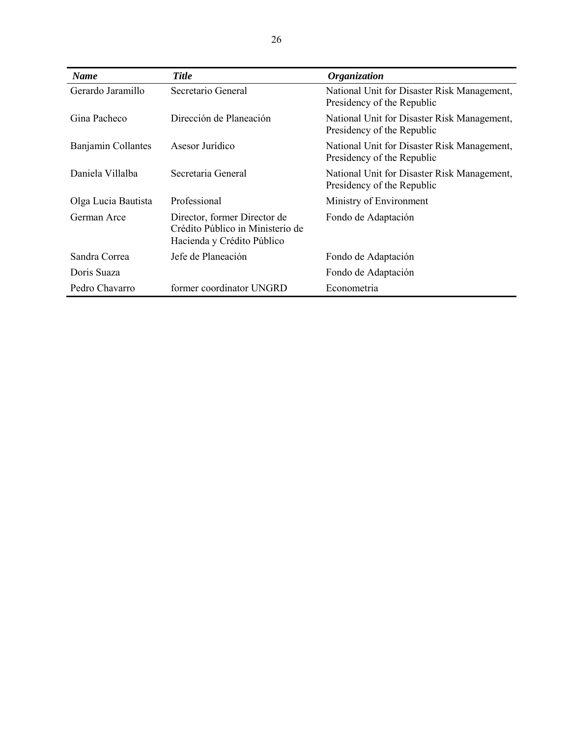| ***Name*** | ***Title*** | ***Organization*** |
| --- | --- | --- |
| Gerardo Jaramillo | Secretario General | National Unit for Disaster Risk Management, Presidency of the Republic |
| Gina Pacheco | Dirección de Planeación | National Unit for Disaster Risk Management, Presidency of the Republic |
| Banjamin Collantes | Asesor Jurídico | National Unit for Disaster Risk Management, Presidency of the Republic |
| Daniela Villalba | Secretaria General | National Unit for Disaster Risk Management, Presidency of the Republic |
| Olga Lucia Bautista | Professional | Ministry of Environment |
| German Arce | Director, former Director de Crédito Público in Ministerio de Hacienda y Crédito Público | Fondo de Adaptación |
| Sandra Correa | Jefe de Planeación | Fondo de Adaptación |
| Doris Suaza | | Fondo de Adaptación |
| Pedro Chavarro | former coordinator UNGRD | Econometria |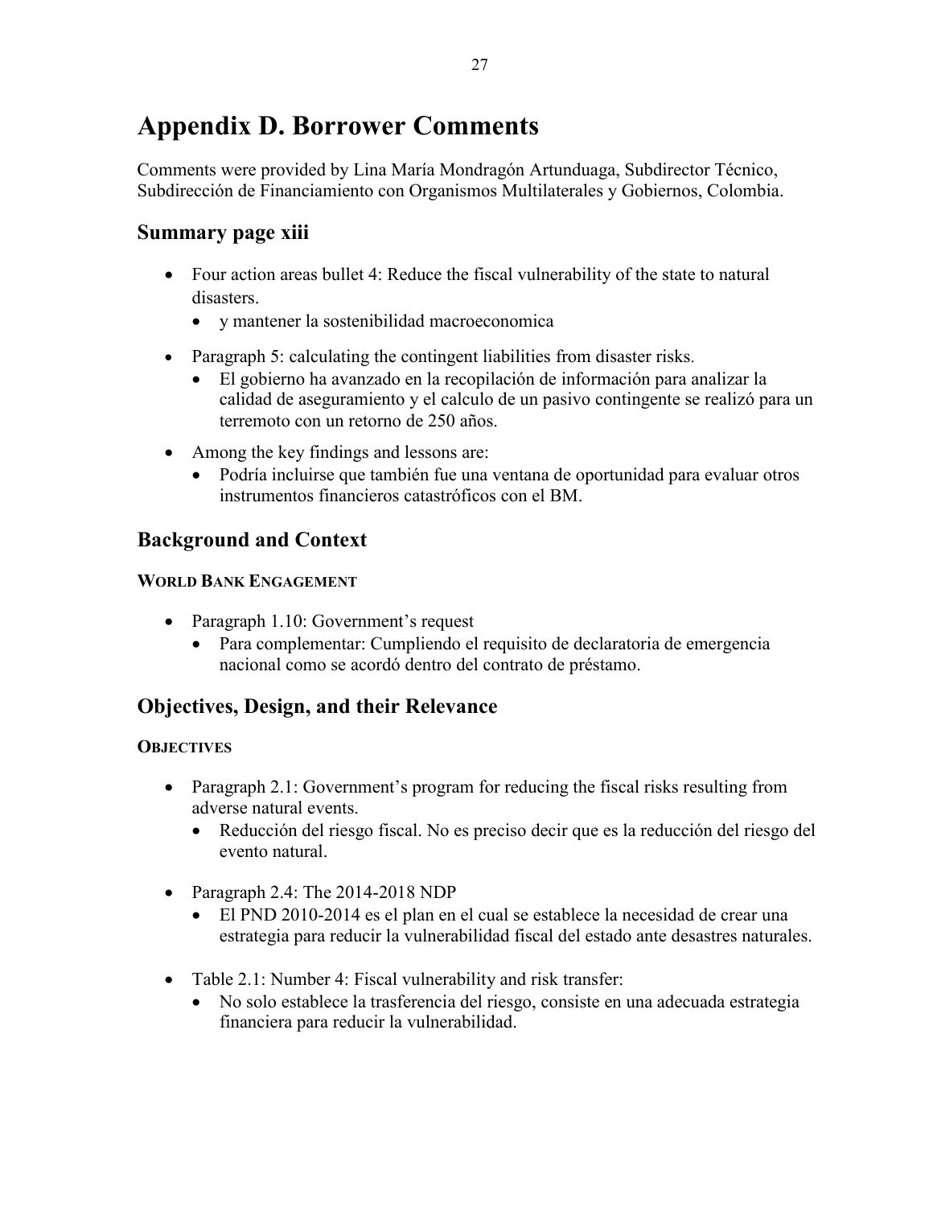# Appendix D. Borrower Comments

Comments were provided by Lina María Mondragón Artunduaga, Subdirector Técnico, Subdirección de Financiamiento con Organismos Multilaterales y Gobiernos, Colombia.

## Summary page xiii

- Four action areas bullet 4: Reduce the fiscal vulnerability of the state to natural disasters.
  - y mantener la sostenibilidad macroeconomica
- Paragraph 5: calculating the contingent liabilities from disaster risks.
  - El gobierno ha avanzado en la recopilación de información para analizar la calidad de aseguramiento y el calculo de un pasivo contingente se realizó para un terremoto con un retorno de 250 años.
- Among the key findings and lessons are:
  - Podría incluirse que también fue una ventana de oportunidad para evaluar otros instrumentos financieros catastróficos con el BM.

## Background and Context

### World Bank Engagement

- Paragraph 1.10: Government's request
  - Para complementar: Cumpliendo el requisito de declaratoria de emergencia nacional como se acordó dentro del contrato de préstamo.

## Objectives, Design, and their Relevance

### Objectives

- Paragraph 2.1: Government's program for reducing the fiscal risks resulting from adverse natural events.
  - Reducción del riesgo fiscal. No es preciso decir que es la reducción del riesgo del evento natural.
- Paragraph 2.4: The 2014-2018 NDP
  - El PND 2010-2014 es el plan en el cual se establece la necesidad de crear una estrategia para reducir la vulnerabilidad fiscal del estado ante desastres naturales.
- Table 2.1: Number 4: Fiscal vulnerability and risk transfer:
  - No solo establece la trasferencia del riesgo, consiste en una adecuada estrategia financiera para reducir la vulnerabilidad.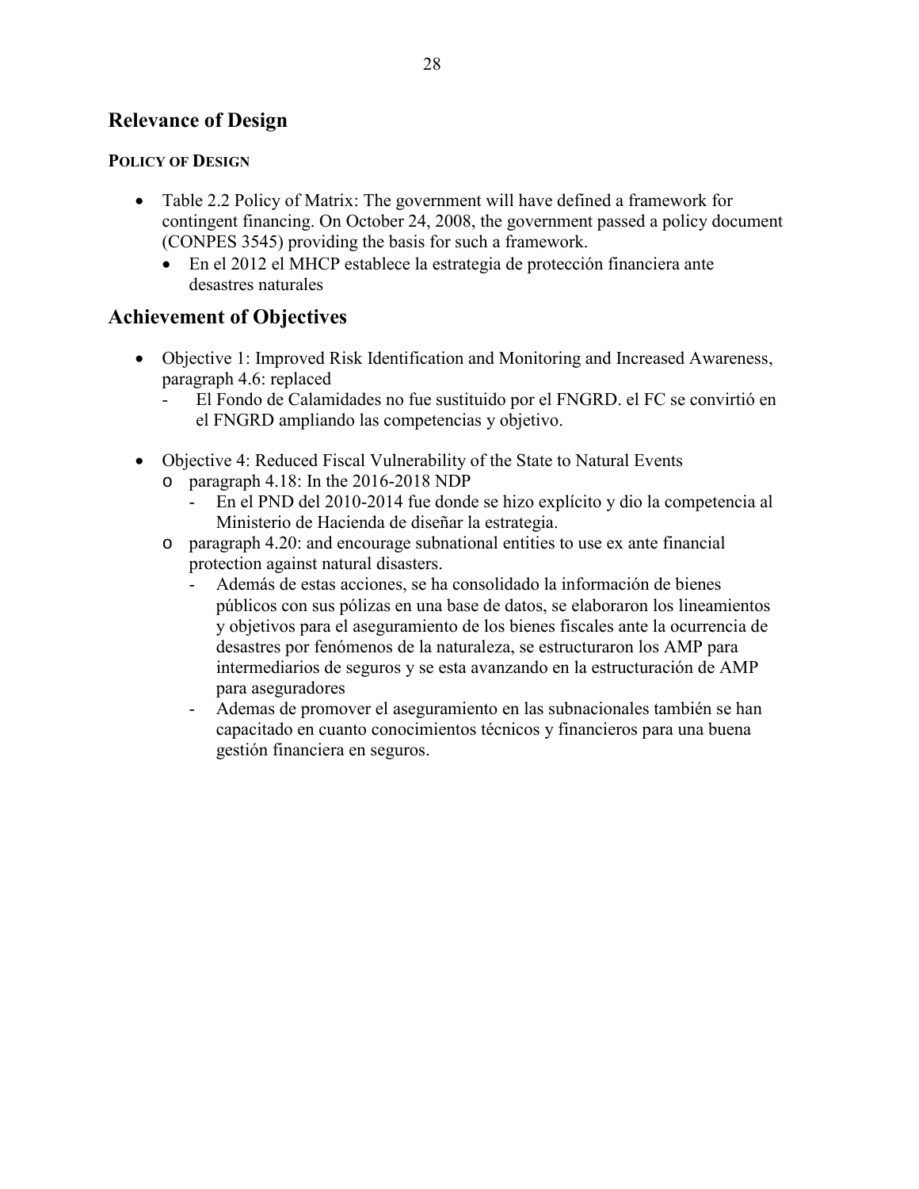## Relevance of Design

### POLICY OF DESIGN

- Table 2.2 Policy of Matrix: The government will have defined a framework for contingent financing. On October 24, 2008, the government passed a policy document (CONPES 3545) providing the basis for such a framework.
  - En el 2012 el MHCP establece la estrategia de protección financiera ante desastres naturales

## Achievement of Objectives

- Objective 1: Improved Risk Identification and Monitoring and Increased Awareness, paragraph 4.6: replaced
  - El Fondo de Calamidades no fue sustituido por el FNGRD. el FC se convirtió en el FNGRD ampliando las competencias y objetivo.

- Objective 4: Reduced Fiscal Vulnerability of the State to Natural Events
  - paragraph 4.18: In the 2016-2018 NDP
    - En el PND del 2010-2014 fue donde se hizo explícito y dio la competencia al Ministerio de Hacienda de diseñar la estrategia.
  - paragraph 4.20: and encourage subnational entities to use ex ante financial protection against natural disasters.
    - Además de estas acciones, se ha consolidado la información de bienes públicos con sus pólizas en una base de datos, se elaboraron los lineamientos y objetivos para el aseguramiento de los bienes fiscales ante la ocurrencia de desastres por fenómenos de la naturaleza, se estructuraron los AMP para intermediarios de seguros y se esta avanzando en la estructuración de AMP para aseguradores
    - Ademas de promover el aseguramiento en las subnacionales también se han capacitado en cuanto conocimientos técnicos y financieros para una buena gestión financiera en seguros.